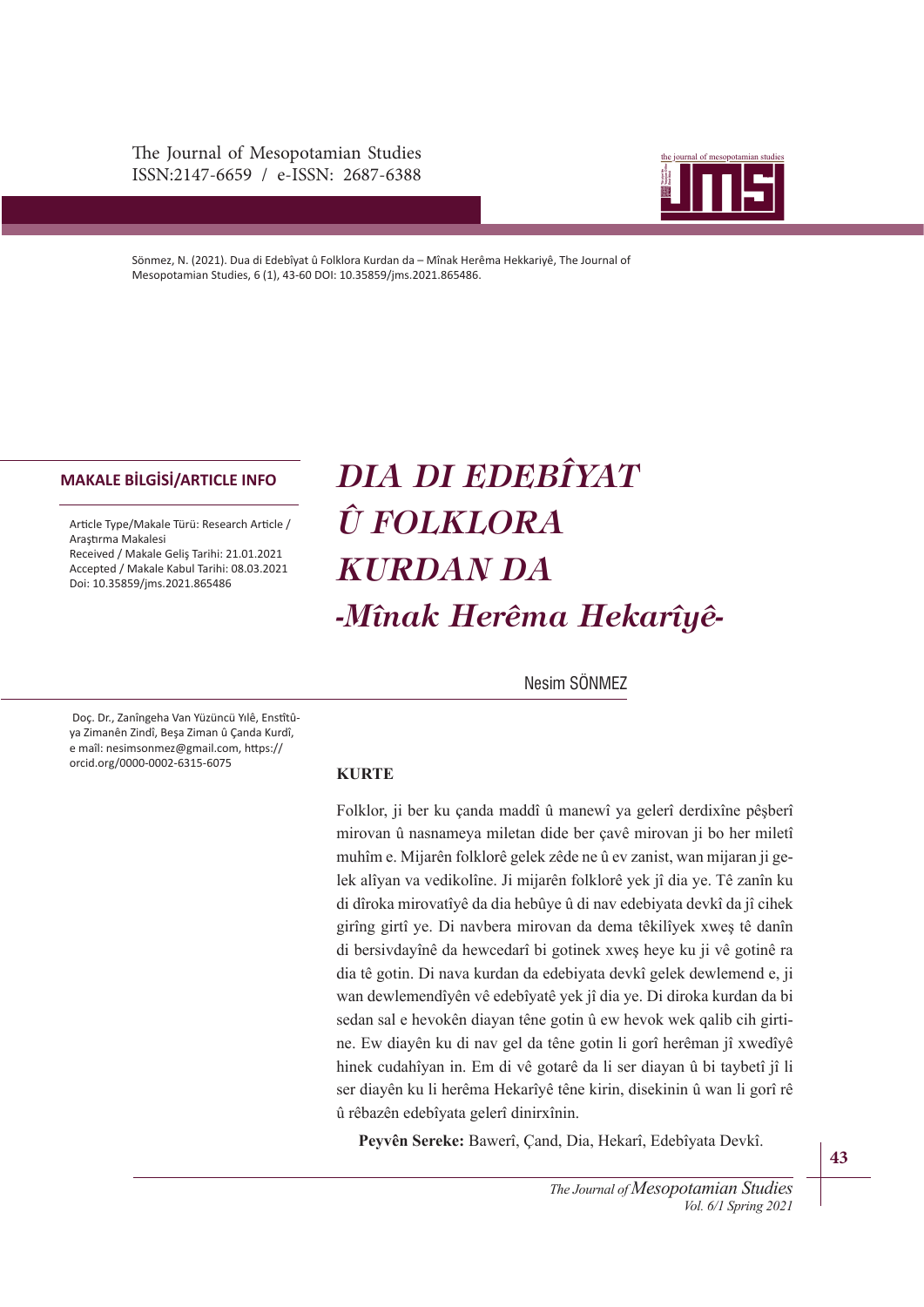The Journal of Mesopotamian Studies
ISSN:2147-6659 / e-ISSN: 2687-6388

Sönmez, N. (2021). Dua di Edebîyat û Folklora Kurdan da – Mînak Herêma Hekkariyê, The Journal of Mesopotamian Studies, 6 (1), 43-60 DOI: 10.35859/jms.2021.865486.

**MAKALE BİLGİSİ/ARTICLE INFO**

Article Type/Makale Türü: Research Article / Araştırma Makalesi
Received / Makale Geliş Tarihi: 21.01.2021
Accepted / Makale Kabul Tarihi: 08.03.2021
Doi: 10.35859/jms.2021.865486

# *DIA DI EDEBÎYAT Û FOLKLORA KURDAN DA -Mînak Herêma Hekarîyê-*

Nesim SÖNMEZ

Doç. Dr., Zanîngeha Van Yüzüncü Yılê, Enstîtûya Zimanên Zindî, Beşa Ziman û Çanda Kurdî, e mail: nesimsonmez@gmail.com, https://orcid.org/0000-0002-6315-6075

## KURTE

Folklor, ji ber ku çanda maddî û manewî ya gelerî derdixîne pêşberî mirovan û nasnameya miletan dide ber çavê mirovan ji bo her miletî muhîm e. Mijarên folklorê gelek zêde ne û ev zanist, wan mijaran ji gelek alîyan va vedikolîne. Ji mijarên folklorê yek jî dia ye. Tê zanîn ku di dîroka mirovatîyê da dia hebûye û di nav edebiyata devkî da jî cihek girîng girtî ye. Di navbera mirovan da dema têkilîyek xweş tê danîn di bersivdayînê da hewcedarî bi gotinek xweş heye ku ji vê gotinê ra dia tê gotin. Di nava kurdan da edebiyata devkî gelek dewlemend e, ji wan dewlemendîyên vê edebîyatê yek jî dia ye. Di diroka kurdan da bi sedan sal e hevokên diayan têne gotin û ew hevok wek qalib cih girtine. Ew diayên ku di nav gel da têne gotin li gorî herêman jî xwedîyê hinek cudahîyan in. Em di vê gotarê da li ser diayan û bi taybetî jî li ser diayên ku li herêma Hekarîyê têne kirin, disekinin û wan li gorî rê û rêbazên edebîyata gelerî dinirxînin.

**Peyvên Sereke:** Bawerî, Çand, Dia, Hekarî, Edebîyata Devkî.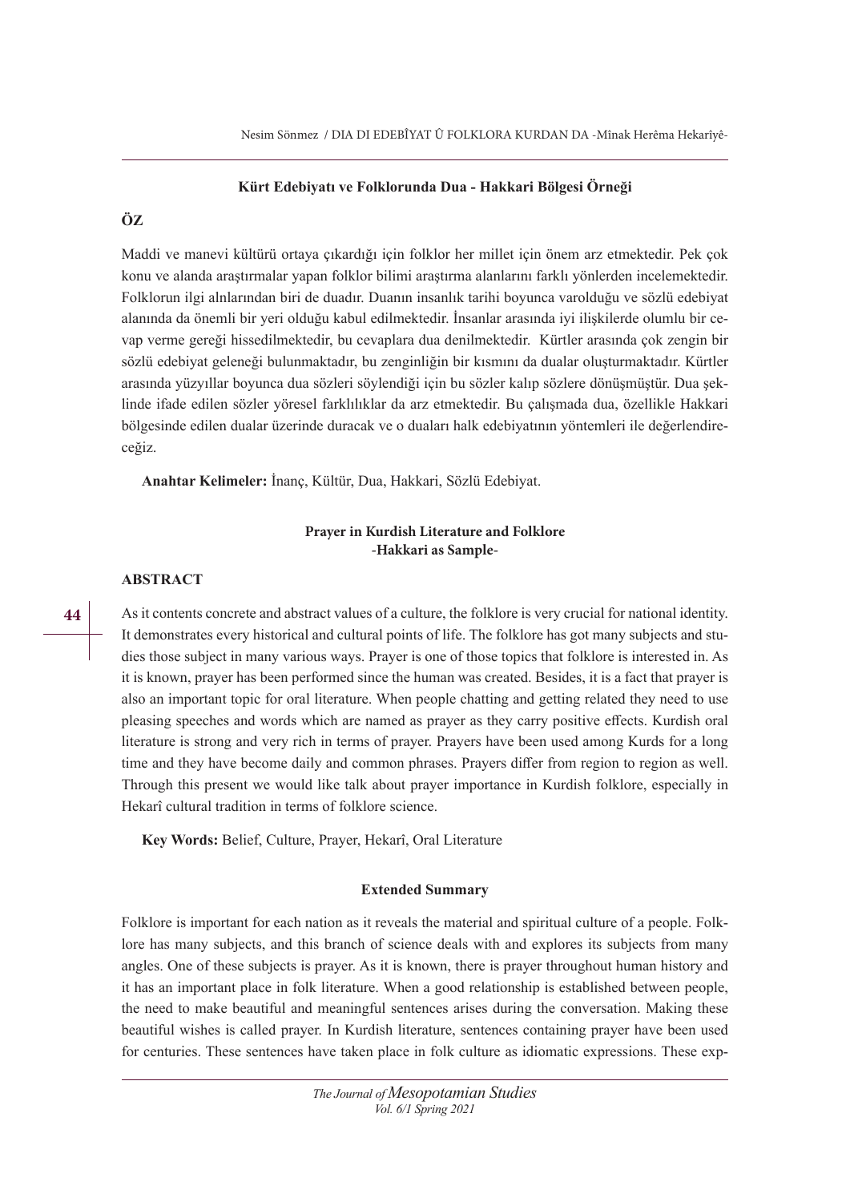**Kürt Edebiyatı ve Folklorunda Dua - Hakkari Bölgesi Örneği**

**ÖZ**

Maddi ve manevi kültürü ortaya çıkardığı için folklor her millet için önem arz etmektedir. Pek çok konu ve alanda araştırmalar yapan folklor bilimi araştırma alanlarını farklı yönlerden incelemektedir. Folklorun ilgi alnlarından biri de duadır. Duanın insanlık tarihi boyunca varolduğu ve sözlü edebiyat alanında da önemli bir yeri olduğu kabul edilmektedir. İnsanlar arasında iyi ilişkilerde olumlu bir cevap verme gereği hissedilmektedir, bu cevaplara dua denilmektedir. Kürtler arasında çok zengin bir sözlü edebiyat geleneği bulunmaktadır, bu zenginliğin bir kısmını da dualar oluşturmaktadır. Kürtler arasında yüzyıllar boyunca dua sözleri söylendiği için bu sözler kalıp sözlere dönüşmüştür. Dua şeklinde ifade edilen sözler yöresel farklılıklar da arz etmektedir. Bu çalışmada dua, özellikle Hakkari bölgesinde edilen dualar üzerinde duracak ve o duaları halk edebiyatının yöntemleri ile değerlendireceğiz.

**Anahtar Kelimeler:** İnanç, Kültür, Dua, Hakkari, Sözlü Edebiyat.

**Prayer in Kurdish Literature and Folklore**
**-Hakkari as Sample-**

**ABSTRACT**

As it contents concrete and abstract values of a culture, the folklore is very crucial for national identity. It demonstrates every historical and cultural points of life. The folklore has got many subjects and studies those subject in many various ways. Prayer is one of those topics that folklore is interested in. As it is known, prayer has been performed since the human was created. Besides, it is a fact that prayer is also an important topic for oral literature. When people chatting and getting related they need to use pleasing speeches and words which are named as prayer as they carry positive effects. Kurdish oral literature is strong and very rich in terms of prayer. Prayers have been used among Kurds for a long time and they have become daily and common phrases. Prayers differ from region to region as well. Through this present we would like talk about prayer importance in Kurdish folklore, especially in Hekarî cultural tradition in terms of folklore science.

**Key Words:** Belief, Culture, Prayer, Hekarî, Oral Literature

**Extended Summary**

Folklore is important for each nation as it reveals the material and spiritual culture of a people. Folklore has many subjects, and this branch of science deals with and explores its subjects from many angles. One of these subjects is prayer. As it is known, there is prayer throughout human history and it has an important place in folk literature. When a good relationship is established between people, the need to make beautiful and meaningful sentences arises during the conversation. Making these beautiful wishes is called prayer. In Kurdish literature, sentences containing prayer have been used for centuries. These sentences have taken place in folk culture as idiomatic expressions. These exp-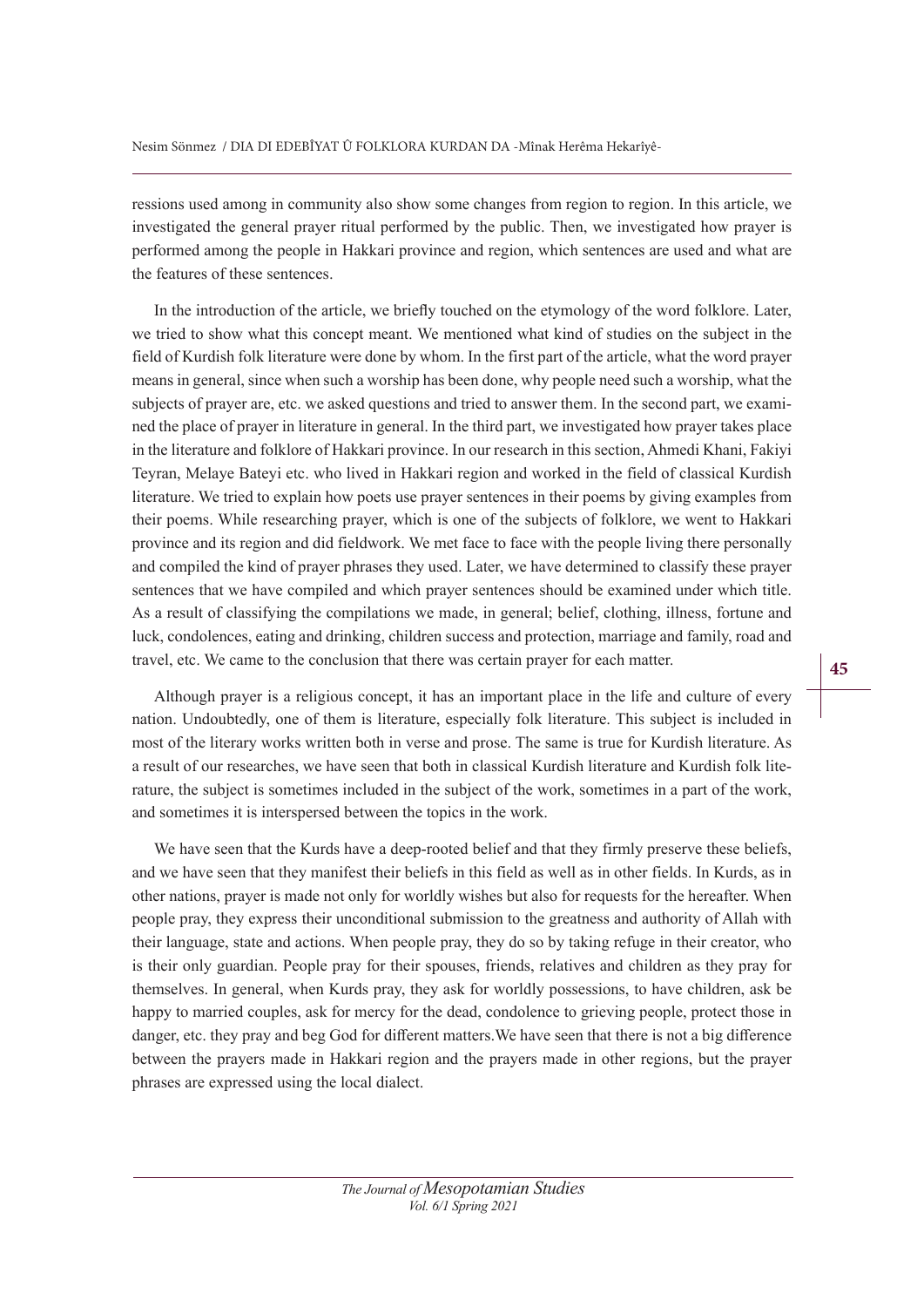ressions used among in community also show some changes from region to region. In this article, we investigated the general prayer ritual performed by the public. Then, we investigated how prayer is performed among the people in Hakkari province and region, which sentences are used and what are the features of these sentences.

In the introduction of the article, we briefly touched on the etymology of the word folklore. Later, we tried to show what this concept meant. We mentioned what kind of studies on the subject in the field of Kurdish folk literature were done by whom. In the first part of the article, what the word prayer means in general, since when such a worship has been done, why people need such a worship, what the subjects of prayer are, etc. we asked questions and tried to answer them. In the second part, we examined the place of prayer in literature in general. In the third part, we investigated how prayer takes place in the literature and folklore of Hakkari province. In our research in this section, Ahmedi Khani, Fakiyi Teyran, Melaye Bateyi etc. who lived in Hakkari region and worked in the field of classical Kurdish literature. We tried to explain how poets use prayer sentences in their poems by giving examples from their poems. While researching prayer, which is one of the subjects of folklore, we went to Hakkari province and its region and did fieldwork. We met face to face with the people living there personally and compiled the kind of prayer phrases they used. Later, we have determined to classify these prayer sentences that we have compiled and which prayer sentences should be examined under which title. As a result of classifying the compilations we made, in general; belief, clothing, illness, fortune and luck, condolences, eating and drinking, children success and protection, marriage and family, road and travel, etc. We came to the conclusion that there was certain prayer for each matter.

Although prayer is a religious concept, it has an important place in the life and culture of every nation. Undoubtedly, one of them is literature, especially folk literature. This subject is included in most of the literary works written both in verse and prose. The same is true for Kurdish literature. As a result of our researches, we have seen that both in classical Kurdish literature and Kurdish folk literature, the subject is sometimes included in the subject of the work, sometimes in a part of the work, and sometimes it is interspersed between the topics in the work.

We have seen that the Kurds have a deep-rooted belief and that they firmly preserve these beliefs, and we have seen that they manifest their beliefs in this field as well as in other fields. In Kurds, as in other nations, prayer is made not only for worldly wishes but also for requests for the hereafter. When people pray, they express their unconditional submission to the greatness and authority of Allah with their language, state and actions. When people pray, they do so by taking refuge in their creator, who is their only guardian. People pray for their spouses, friends, relatives and children as they pray for themselves. In general, when Kurds pray, they ask for worldly possessions, to have children, ask be happy to married couples, ask for mercy for the dead, condolence to grieving people, protect those in danger, etc. they pray and beg God for different matters.We have seen that there is not a big difference between the prayers made in Hakkari region and the prayers made in other regions, but the prayer phrases are expressed using the local dialect.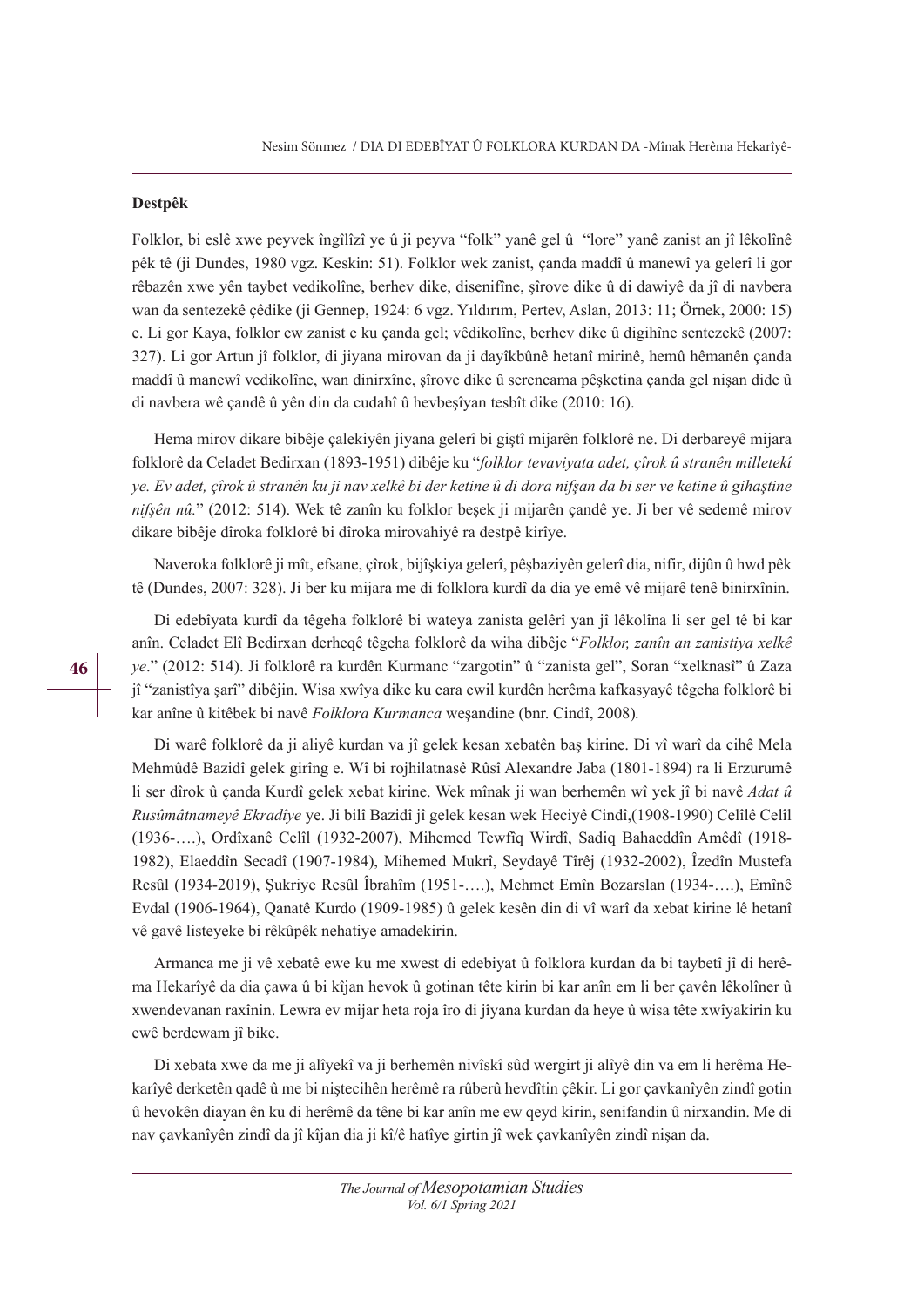**Destpêk**

Folklor, bi eslê xwe peyvek îngîlîzî ye û ji peyva "folk" yanê gel û "lore" yanê zanist an jî lêkolînê pêk tê (ji Dundes, 1980 vgz. Keskin: 51). Folklor wek zanist, çanda maddî û manewî ya gelerî li gor rêbazên xwe yên taybet vedikolîne, berhev dike, disenifîne, şîrove dike û di dawiyê da jî di navbera wan da sentezekê çêdike (ji Gennep, 1924: 6 vgz. Yıldırım, Pertev, Aslan, 2013: 11; Örnek, 2000: 15) e. Li gor Kaya, folklor ew zanist e ku çanda gel; vêdikolîne, berhev dike û digihîne sentezekê (2007: 327). Li gor Artun jî folklor, di jiyana mirovan da ji dayîkbûnê hetanî mirinê, hemû hêmanên çanda maddî û manewî vedikolîne, wan dinirxîne, şîrove dike û serencama pêşketina çanda gel nişan dide û di navbera wê çandê û yên din da cudahî û hevbeşîyan tesbît dike (2010: 16).

Hema mirov dikare bibêje çalekiyên jiyana gelerî bi giştî mijarên folklorê ne. Di derbareyê mijara folklorê da Celadet Bedirxan (1893-1951) dibêje ku "*folklor tevaviyata adet, çîrok û stranên milletekî ye. Ev adet, çîrok û stranên ku ji nav xelkê bi der ketine û di dora nifşan da bi ser ve ketine û gihaştine nifşên nû.*" (2012: 514). Wek tê zanîn ku folklor beşek ji mijarên çandê ye. Ji ber vê sedemê mirov dikare bibêje dîroka folklorê bi dîroka mirovahiyê ra destpê kirîye.

Naveroka folklorê ji mît, efsane, çîrok, bijîşkiya gelerî, pêşbaziyên gelerî dia, nifir, dijûn û hwd pêk tê (Dundes, 2007: 328). Ji ber ku mijara me di folklora kurdî da dia ye emê vê mijarê tenê binirxînin.

Di edebîyata kurdî da têgeha folklorê bi wateya zanista gelêrî yan jî lêkolîna li ser gel tê bi kar anîn. Celadet Elî Bedirxan derheqê têgeha folklorê da wiha dibêje "*Folklor, zanîn an zanistiya xelkê ye*." (2012: 514). Ji folklorê ra kurdên Kurmanc "zargotin" û "zanista gel", Soran "xelknasî" û Zaza jî "zanistîya şarî" dibêjin. Wisa xwîya dike ku cara ewil kurdên herêma kafkasyayê têgeha folklorê bi kar anîne û kitêbek bi navê *Folklora Kurmanca* weşandine (bnr. Cindî, 2008).

Di warê folklorê da ji aliyê kurdan va jî gelek kesan xebatên baş kirine. Di vî warî da cihê Mela Mehmûdê Bazidî gelek girîng e. Wî bi rojhilatnasê Rûsî Alexandre Jaba (1801-1894) ra li Erzurumê li ser dîrok û çanda Kurdî gelek xebat kirine. Wek mînak ji wan berhemên wî yek jî bi navê *Adat û Rusûmâtnameyê Ekradîye* ye. Ji bilî Bazidî jî gelek kesan wek Heciyê Cindî,(1908-1990) Celîlê Celîl (1936-….), Ordîxanê Celîl (1932-2007), Mihemed Tewfîq Wirdî, Sadiq Bahaeddîn Amêdî (1918-1982), Elaeddîn Secadî (1907-1984), Mihemed Mukrî, Seydayê Tîrêj (1932-2002), Îzedîn Mustefa Resûl (1934-2019), Şukriye Resûl Îbrahîm (1951-….), Mehmet Emîn Bozarslan (1934-….), Emînê Evdal (1906-1964), Qanatê Kurdo (1909-1985) û gelek kesên din di vî warî da xebat kirine lê hetanî vê gavê listeyeke bi rêkûpêk nehatiye amadekirin.

Armanca me ji vê xebatê ewe ku me xwest di edebiyat û folklora kurdan da bi taybetî jî di herêma Hekarîyê da dia çawa û bi kîjan hevok û gotinan tête kirin bi kar anîn em li ber çavên lêkolîner û xwendevanan raxînin. Lewra ev mijar heta roja îro di jîyana kurdan da heye û wisa tête xwîyakirin ku ewê berdewam jî bike.

Di xebata xwe da me ji alîyekî va ji berhemên nivîskî sûd wergirt ji alîyê din va em li herêma Hekarîyê derketên qadê û me bi niştecihên herêmê ra rûberû hevdîtin çêkir. Li gor çavkanîyên zindî gotin û hevokên diayan ên ku di herêmê da têne bi kar anîn me ew qeyd kirin, senifandin û nirxandin. Me di nav çavkanîyên zindî da jî kîjan dia ji kî/ê hatîye girtin jî wek çavkanîyên zindî nişan da.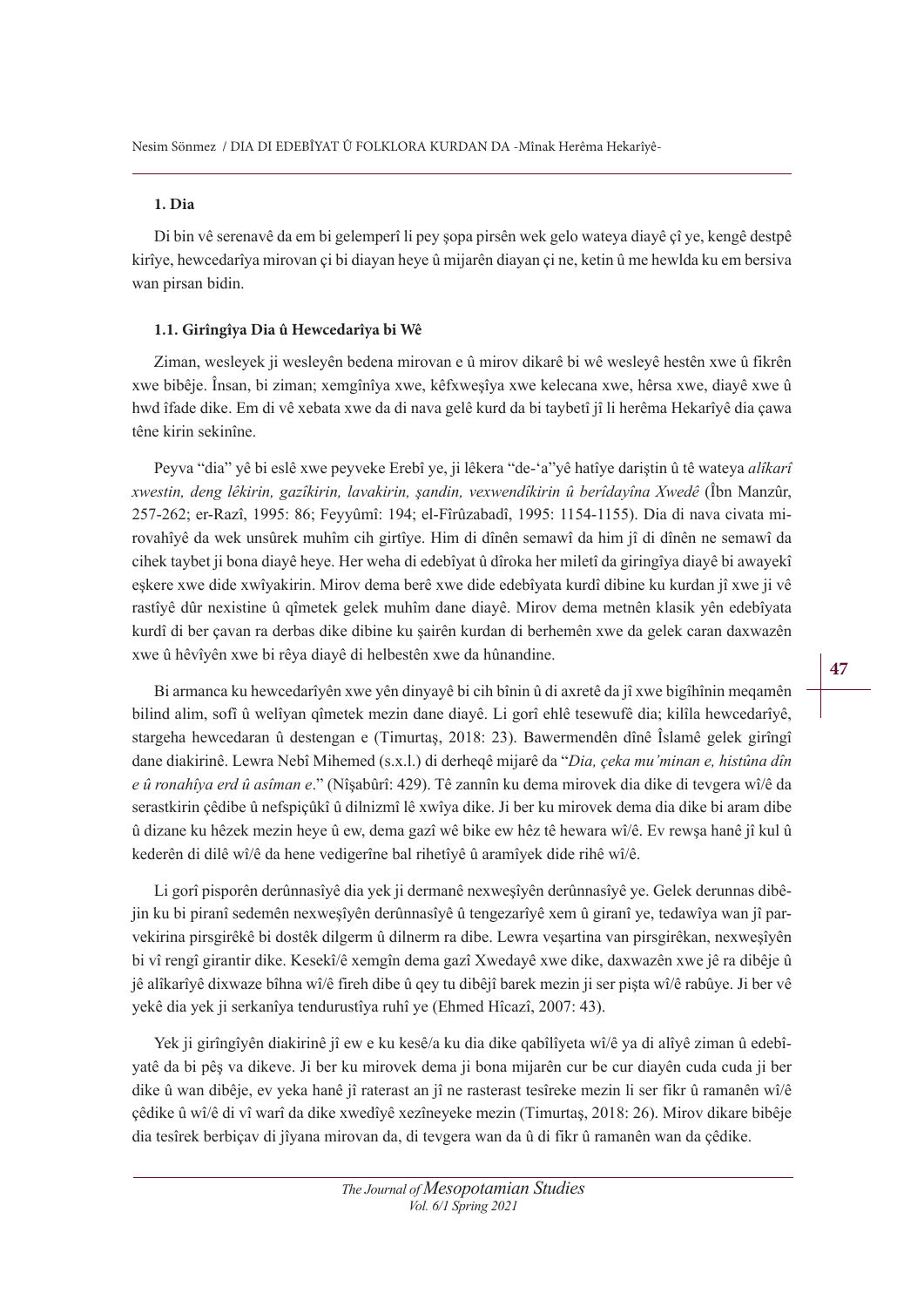### 1. Dia

Di bin vê serenavê da em bi gelemperî li pey şopa pirsên wek gelo wateya diayê çî ye, kengê destpê kirîye, hewcedarîya mirovan çi bi diayan heye û mijarên diayan çi ne, ketin û me hewlda ku em bersiva wan pirsan bidin.

#### 1.1. Girîngîya Dia û Hewcedarîya bi Wê

Ziman, wesleyek ji wesleyên bedena mirovan e û mirov dikarê bi wê wesleyê hestên xwe û fikrên xwe bibêje. Însan, bi ziman; xemgînîya xwe, kêfxweşîya xwe kelecana xwe, hêrsa xwe, diayê xwe û hwd îfade dike. Em di vê xebata xwe da di nava gelê kurd da bi taybetî jî li herêma Hekarîyê dia çawa têne kirin sekinîne.

Peyva "dia" yê bi eslê xwe peyveke Erebî ye, ji lêkera "de-'a"yê hatîye dariştin û tê wateya *alîkarî xwestin, deng lêkirin, gazîkirin, lavakirin, şandin, vexwendîkirin û berîdayîna Xwedê* (Îbn Manzûr, 257-262; er-Razî, 1995: 86; Feyyûmî: 194; el-Fîrûzabadî, 1995: 1154-1155). Dia di nava civata mirovahîyê da wek unsûrek muhîm cih girtîye. Him di dînên semawî da him jî di dînên ne semawî da cihek taybet ji bona diayê heye. Her weha di edebîyat û dîroka her miletî da giringîya diayê bi awayekî eşkere xwe dide xwîyakirin. Mirov dema berê xwe dide edebîyata kurdî dibine ku kurdan jî xwe ji vê rastîyê dûr nexistine û qîmetek gelek muhîm dane diayê. Mirov dema metnên klasik yên edebîyata kurdî di ber çavan ra derbas dike dibine ku şairên kurdan di berhemên xwe da gelek caran daxwazên xwe û hêvîyên xwe bi rêya diayê di helbestên xwe da hûnandine.

Bi armanca ku hewcedarîyên xwe yên dinyayê bi cih bînin û di axretê da jî xwe bigîhînin meqamên bilind alim, sofî û welîyan qîmetek mezin dane diayê. Li gorî ehlê tesewufê dia; kilîla hewcedarîyê, stargeha hewcedaran û destengan e (Timurtaş, 2018: 23). Bawermendên dînê Îslamê gelek girîngî dane diakirinê. Lewra Nebî Mihemed (s.x.l.) di derheqê mijarê da "*Dia, çeka mu'minan e, histûna dîn e û ronahîya erd û asîman e*." (Nîşabûrî: 429). Tê zannîn ku dema mirovek dia dike di tevgera wî/ê da serastkirin çêdibe û nefspiçûkî û dilnizmî lê xwîya dike. Ji ber ku mirovek dema dia dike bi aram dibe û dizane ku hêzek mezin heye û ew, dema gazî wê bike ew hêz tê hewara wî/ê. Ev rewşa hanê jî kul û kederên di dilê wî/ê da hene vedigerîne bal rihetîyê û aramîyek dide rihê wî/ê.

Li gorî pisporên derûnnasîyê dia yek ji dermanê nexweşîyên derûnnasîyê ye. Gelek derunnas dibêjin ku bi piranî sedemên nexweşîyên derûnnasîyê û tengezarîyê xem û giranî ye, tedawîya wan jî parvekirina pirsgirêkê bi dostêk dilgerm û dilnerm ra dibe. Lewra veşartina van pirsgirêkan, nexweşîyên bi vî rengî girantir dike. Kesekî/ê xemgîn dema gazî Xwedayê xwe dike, daxwazên xwe jê ra dibêje û jê alîkarîyê dixwaze bîhna wî/ê fireh dibe û qey tu dibêjî barek mezin ji ser pişta wî/ê rabûye. Ji ber vê yekê dia yek ji serkanîya tendurustîya ruhî ye (Ehmed Hîcazî, 2007: 43).

Yek ji girîngîyên diakirinê jî ew e ku kesê/a ku dia dike qabîlîyeta wî/ê ya di alîyê ziman û edebîyatê da bi pêş va dikeve. Ji ber ku mirovek dema ji bona mijarên cur be cur diayên cuda cuda ji ber dike û wan dibêje, ev yeka hanê jî raterast an jî ne rasterast tesîreke mezin li ser fikr û ramanên wî/ê çêdike û wî/ê di vî warî da dike xwedîyê xezîneyeke mezin (Timurtaş, 2018: 26). Mirov dikare bibêje dia tesîrek berbiçav di jîyana mirovan da, di tevgera wan da û di fikr û ramanên wan da çêdike.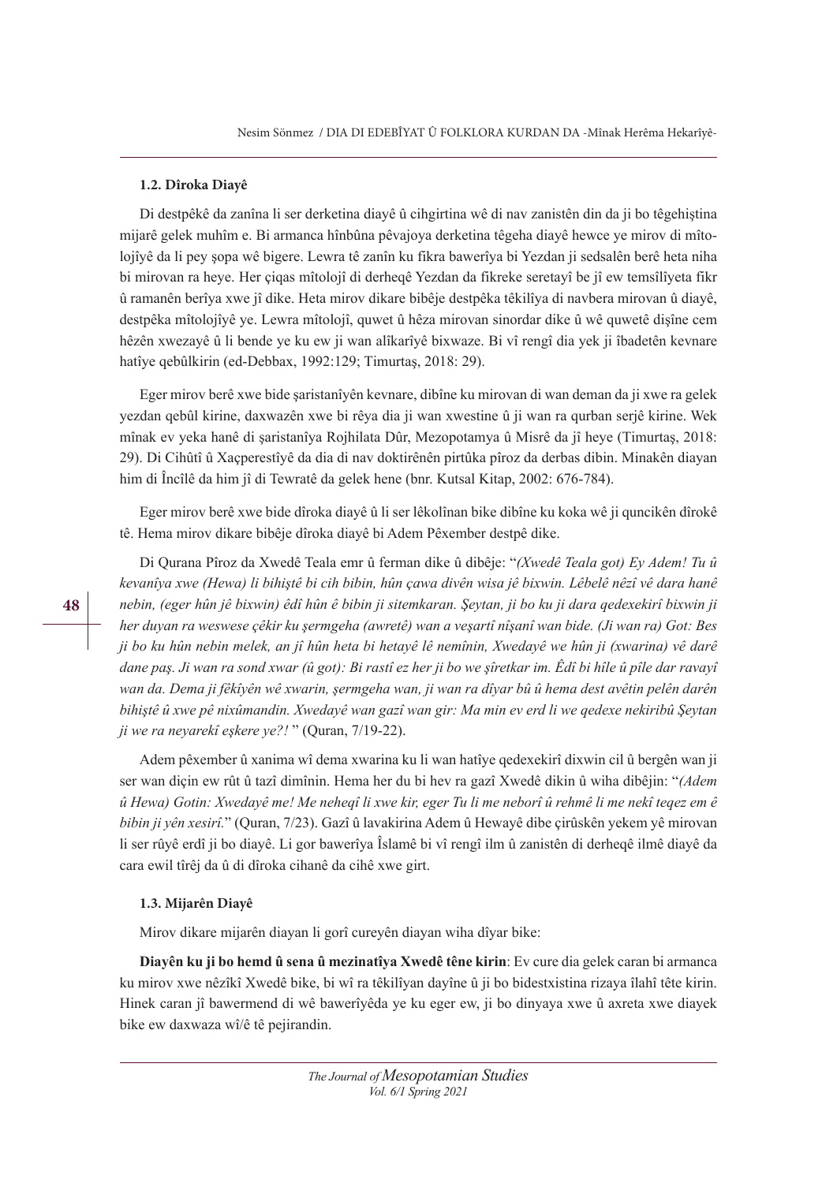#### 1.2. Dîroka Diayê

Di destpêkê da zanîna li ser derketina diayê û cihgirtina wê di nav zanistên din da ji bo têgehiştina mijarê gelek muhîm e. Bi armanca hînbûna pêvajoya derketina têgeha diayê hewce ye mirov di mîtolojîyê da li pey şopa wê bigere. Lewra tê zanîn ku fikra bawerîya bi Yezdan ji sedsalên berê heta niha bi mirovan ra heye. Her çiqas mîtolojî di derheqê Yezdan da fikreke seretayî be jî ew temsîlîyeta fikr û ramanên berîya xwe jî dike. Heta mirov dikare bibêje destpêka têkilîya di navbera mirovan û diayê, destpêka mîtolojîyê ye. Lewra mîtolojî, quwet û hêza mirovan sinordar dike û wê quwetê dişîne cem hêzên xwezayê û li bende ye ku ew ji wan alîkarîyê bixwaze. Bi vî rengî dia yek ji îbadetên kevnare hatîye qebûlkirin (ed-Debbax, 1992:129; Timurtaş, 2018: 29).

Eger mirov berê xwe bide şaristanîyên kevnare, dibîne ku mirovan di wan deman da ji xwe ra gelek yezdan qebûl kirine, daxwazên xwe bi rêya dia ji wan xwestine û ji wan ra qurban serjê kirine. Wek mînak ev yeka hanê di şaristanîya Rojhilata Dûr, Mezopotamya û Misrê da jî heye (Timurtaş, 2018: 29). Di Cihûtî û Xaçperestîyê da dia di nav doktirênên pirtûka pîroz da derbas dibin. Minakên diayan him di Încîlê da him jî di Tewratê da gelek hene (bnr. Kutsal Kitap, 2002: 676-784).

Eger mirov berê xwe bide dîroka diayê û li ser lêkolînan bike dibîne ku koka wê ji quncikên dîrokê tê. Hema mirov dikare bibêje dîroka diayê bi Adem Pêxember destpê dike.

Di Qurana Pîroz da Xwedê Teala emr û ferman dike û dibêje: "*(Xwedê Teala got) Ey Adem! Tu û kevanîya xwe (Hewa) li bihiştê bi cih bibin, hûn çawa divên wisa jê bixwin. Lêbelê nêzî vê dara hanê nebin, (eger hûn jê bixwin) êdî hûn ê bibin ji sitemkaran. Şeytan, ji bo ku ji dara qedexekirî bixwin ji her duyan ra weswese çêkir ku şermgeha (awretê) wan a veşartî nîşanî wan bide. (Ji wan ra) Got: Bes ji bo ku hûn nebin melek, an jî hûn heta bi hetayê lê nemînin, Xwedayê we hûn ji (xwarina) vê darê dane paş. Ji wan ra sond xwar (û got): Bi rastî ez her ji bo we şîretkar im. Êdî bi hîle û pîle dar ravayî wan da. Dema ji fêkîyên wê xwarin, şermgeha wan, ji wan ra dîyar bû û hema dest avêtin pelên darên bihiştê û xwe pê nixûmandin. Xwedayê wan gazî wan gir: Ma min ev erd li we qedexe nekiribû Şeytan ji we ra neyarekî eşkere ye?!* " (Quran, 7/19-22).

Adem pêxember û xanima wî dema xwarina ku li wan hatîye qedexekirî dixwin cil û bergên wan ji ser wan diçin ew rût û tazî dimînin. Hema her du bi hev ra gazî Xwedê dikin û wiha dibêjin: "*(Adem û Hewa) Gotin: Xwedayê me! Me neheqî li xwe kir, eger Tu li me neborî û rehmê li me nekî teqez em ê bibin ji yên xesirî.*" (Quran, 7/23). Gazî û lavakirina Adem û Hewayê dibe çirûskên yekem yê mirovan li ser rûyê erdî ji bo diayê. Li gor bawerîya Îslamê bi vî rengî ilm û zanistên di derheqê ilmê diayê da cara ewil tîrêj da û di dîroka cihanê da cihê xwe girt.

#### 1.3. Mijarên Diayê

Mirov dikare mijarên diayan li gorî cureyên diayan wiha dîyar bike:

**Diayên ku ji bo hemd û sena û mezinatîya Xwedê têne kirin**: Ev cure dia gelek caran bi armanca ku mirov xwe nêzîkî Xwedê bike, bi wî ra têkilîyan dayîne û ji bo bidestxistina rizaya îlahî tête kirin. Hinek caran jî bawermend di wê bawerîyêda ye ku eger ew, ji bo dinyaya xwe û axreta xwe diayek bike ew daxwaza wî/ê tê pejirandin.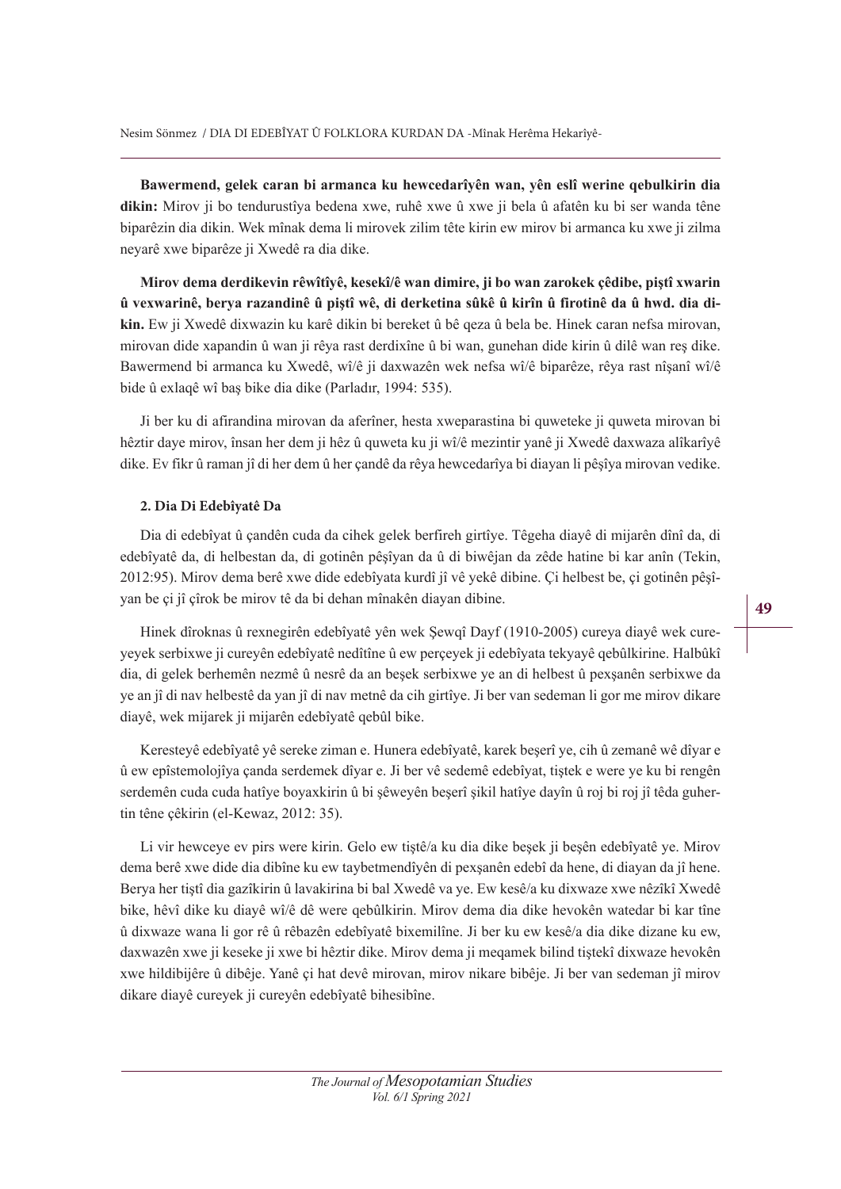**Bawermend, gelek caran bi armanca ku hewcedarîyên wan, yên eslî werine qebulkirin dia dikin:** Mirov ji bo tendurustîya bedena xwe, ruhê xwe û xwe ji bela û afatên ku bi ser wanda têne biparêzin dia dikin. Wek mînak dema li mirovek zilim têtê kirin ew mirov bi armanca ku xwe ji zilma neyarê xwe biparêze ji Xwedê ra dia dike.

**Mirov dema derdikevin rêwîtîyê, kesekî/ê wan dimire, ji bo wan zarokek çêdibe, piştî xwarin û vexwarinê, berya razandinê û piştî wê, di derketina sûkê û kirîn û firotinê da û hwd. dia dikin.** Ew ji Xwedê dixwazin ku karê dikin bi bereket û bê qeza û bela be. Hinek caran nefsa mirovan, mirovan dide xapandin û wan ji rêya rast derdixîne û bi wan, gunehan dide kirin û dilê wan reş dike. Bawermend bi armanca ku Xwedê, wî/ê ji daxwazên wek nefsa wî/ê biparêze, rêya rast nîşanî wî/ê bide û exlaqê wî baş bike dia dike (Parladır, 1994: 535).

Ji ber ku di afirandina mirovan da aferîner, hesta xweparastina bi quweteke ji quweta mirovan bi hêztir daye mirov, însan her dem ji hêz û quweta ku ji wî/ê mezintir yanê ji Xwedê daxwaza alîkarîyê dike. Ev fikr û raman jî di her dem û her çandê da rêya hewcedarîya bi diayan li pêşîya mirovan vedike.

## 2. Dia Di Edebîyatê Da

Dia di edebîyat û çandên cuda da cihek gelek berfireh girtîye. Têgeha diayê di mijarên dînî da, di edebîyatê da, di helbestan da, di gotinên pêşîyan da û di biwêjan da zêde hatine bi kar anîn (Tekin, 2012:95). Mirov dema berê xwe dide edebîyata kurdî jî vê yekê dibine. Çi helbest be, çi gotinên pêşîyan be çi jî çîrok be mirov tê da bi dehan mînakên diayan dibine.

Hinek dîroknas û rexnegirên edebîyatê yên wek Şewqî Dayf (1910-2005) cureya diayê wek cureyeyek serbixwe ji cureyên edebîyatê nedîtîne û ew perçeyek ji edebîyata tekyayê qebûlkirine. Halbûkî dia, di gelek berhemên nezmê û nesrê da an beşek serbixwe ye an di helbest û pexşanên serbixwe da ye an jî di nav helbestê da yan jî di nav metnê da cih girtîye. Ji ber van sedeman li gor me mirov dikare diayê, wek mijarek ji mijarên edebîyatê qebûl bike.

Keresteyê edebîyatê yê sereke ziman e. Hunera edebîyatê, karek beşerî ye, cih û zemanê wê dîyar e û ew epîstemolojîya çanda serdemek dîyar e. Ji ber vê sedemê edebîyat, tiştek e were ye ku bi rengên serdemên cuda cuda hatîye boyaxkirin û bi şêweyên beşerî şikil hatîye dayîn û roj bi roj jî têda guhertin tênê çêkirin (el-Kewaz, 2012: 35).

Li vir hewceye ev pirs were kirin. Gelo ew tiştê/a ku dia dike beşek ji beşên edebîyatê ye. Mirov dema berê xwe dide dia dibîne ku ew taybetmendîyên di pexşanên edebî da hene, di diayan da jî hene. Berya her tiştî dia gazîkirin û lavakirina bi bal Xwedê va ye. Ew kesê/a ku dixwaze xwe nêzîkî Xwedê bike, hêvî dike ku diayê wî/ê dê were qebûlkirin. Mirov dema dia dike hevokên watedar bi kar tîne û dixwaze wana li gor rê û rêbazên edebîyatê bixemilîne. Ji ber ku ew kesê/a dia dike dizane ku ew, daxwazên xwe ji keseke ji xwe bi hêztir dike. Mirov dema ji meqamek bilind tiştekî dixwaze hevokên xwe hildibijêre û dibêje. Yanê çi hat devê mirovan, mirov nikare bibêje. Ji ber van sedeman jî mirov dikare diayê cureyek ji cureyên edebîyatê bihesibîne.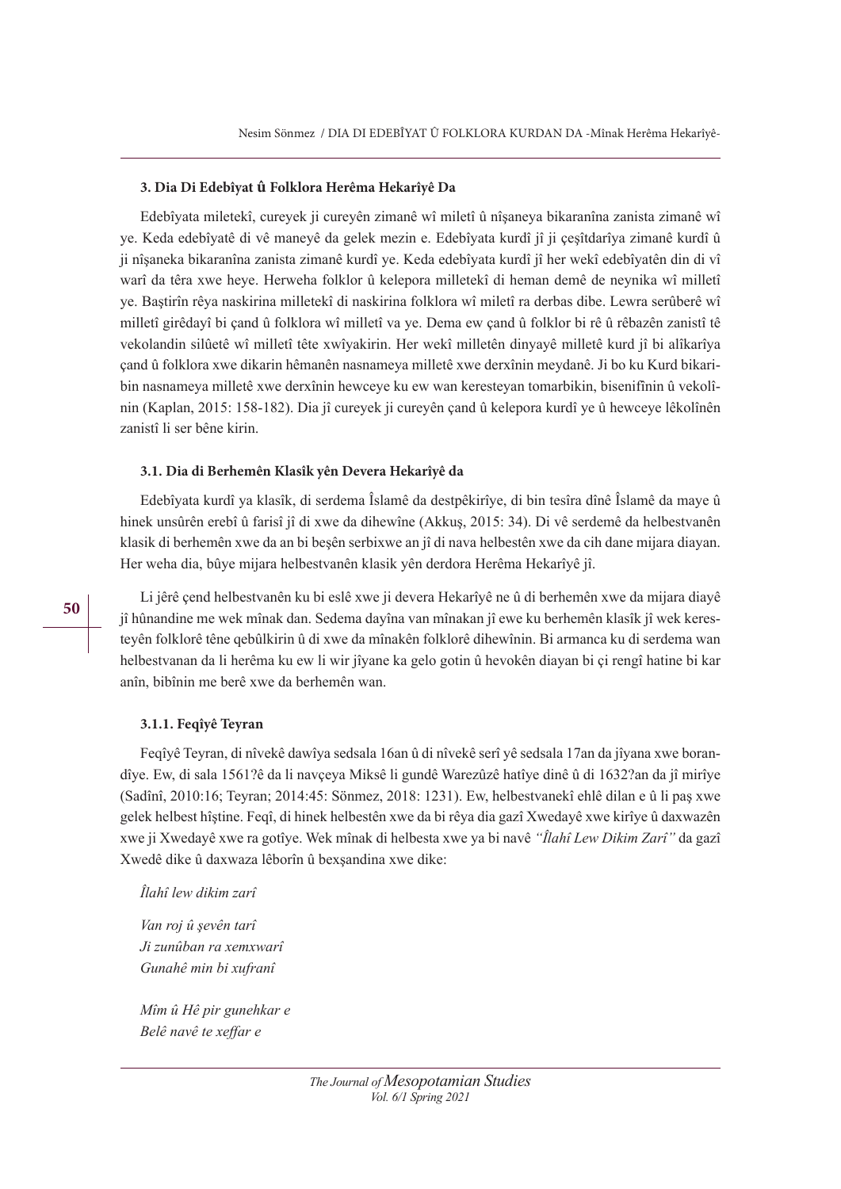### 3. Dia Di Edebîyat û Folklora Herêma Hekarîyê Da

Edebîyata miletekî, cureyek ji cureyên zimanê wî miletî û nîşaneya bikaranîna zanista zimanê wî ye. Keda edebîyatê di vê maneyê da gelek mezin e. Edebîyata kurdî jî ji çeşîtdarîya zimanê kurdî û ji nîşaneka bikaranîna zanista zimanê kurdî ye. Keda edebîyata kurdî jî her wekî edebîyatên din di vî warî da têra xwe heye. Herweha folklor û kelepora milletekî di heman demê de neynika wî milletî ye. Baştirîn rêya naskirina milletekî di naskirina folklora wî miletî ra derbas dibe. Lewra serûberê wî milletî girêdayî bi çand û folklora wî milletî va ye. Dema ew çand û folklor bi rê û rêbazên zanistî tê vekolandin silûetê wî milletî tête xwîyakirin. Her wekî milletên dinyayê milletê kurd jî bi alîkarîya çand û folklora xwe dikarin hêmanên nasnameya milletê xwe derxînin meydanê. Ji bo ku Kurd bikaribin nasnameya milletê xwe derxînin hewceye ku ew wan keresteyan tomarbikin, bisenifînin û vekolînin (Kaplan, 2015: 158-182). Dia jî cureyek ji cureyên çand û kelepora kurdî ye û hewceye lêkolînên zanistî li ser bêne kirin.

#### 3.1. Dia di Berhemên Klasîk yên Devera Hekarîyê da

Edebîyata kurdî ya klasîk, di serdema Îslamê da destpêkirîye, di bin tesîra dînê Îslamê da maye û hinek unsûrên erebî û farisî jî di xwe da dihewîne (Akkuş, 2015: 34). Di vê serdemê da helbestvanên klasik di berhemên xwe da an bi beşên serbixwe an jî di nava helbestên xwe da cih dane mijara diayan. Her weha dia, bûye mijara helbestvanên klasik yên derdora Herêma Hekarîyê jî.

Li jêrê çend helbestvanên ku bi eslê xwe ji devera Hekarîyê ne û di berhemên xwe da mijara diayê jî hûnandine me wek mînak dan. Sedema dayîna van mînakan jî ewe ku berhemên klasîk jî wek keresteyên folklorê têne qebûlkirin û di xwe da mînakên folklorê dihewînin. Bi armanca ku di serdema wan helbestvanan da li herêma ku ew li wir jîyane ka gelo gotin û hevokên diayan bi çi rengî hatine bi kar anîn, bibînin me berê xwe da berhemên wan.

##### 3.1.1. Feqîyê Teyran

Feqîyê Teyran, di nîvekê dawîya sedsala 16an û di nîvekê serî yê sedsala 17an da jîyana xwe borandîye. Ew, di sala 1561?ê da li navçeya Miksê li gundê Warezûzê hatîye dinê û di 1632?an da jî mirîye (Sadînî, 2010:16; Teyran; 2014:45: Sönmez, 2018: 1231). Ew, helbestvanekî ehlê dilan e û li paş xwe gelek helbest hîştine. Feqî, di hinek helbestên xwe da bi rêya dia gazî Xwedayê xwe kirîye û daxwazên xwe ji Xwedayê xwe ra gotîye. Wek mînak di helbesta xwe ya bi navê *"Îlahî Lew Dikim Zarî"* da gazî Xwedê dike û daxwaza lêborîn û bexşandina xwe dike:

*Îlahî lew dikim zarî*

*Van roj û şevên tarî*  
*Ji zunûban ra xemxwarî*  
*Gunahê min bi xufranî*

*Mîm û Hê pir gunehkar e*  
*Belê navê te xeffar e*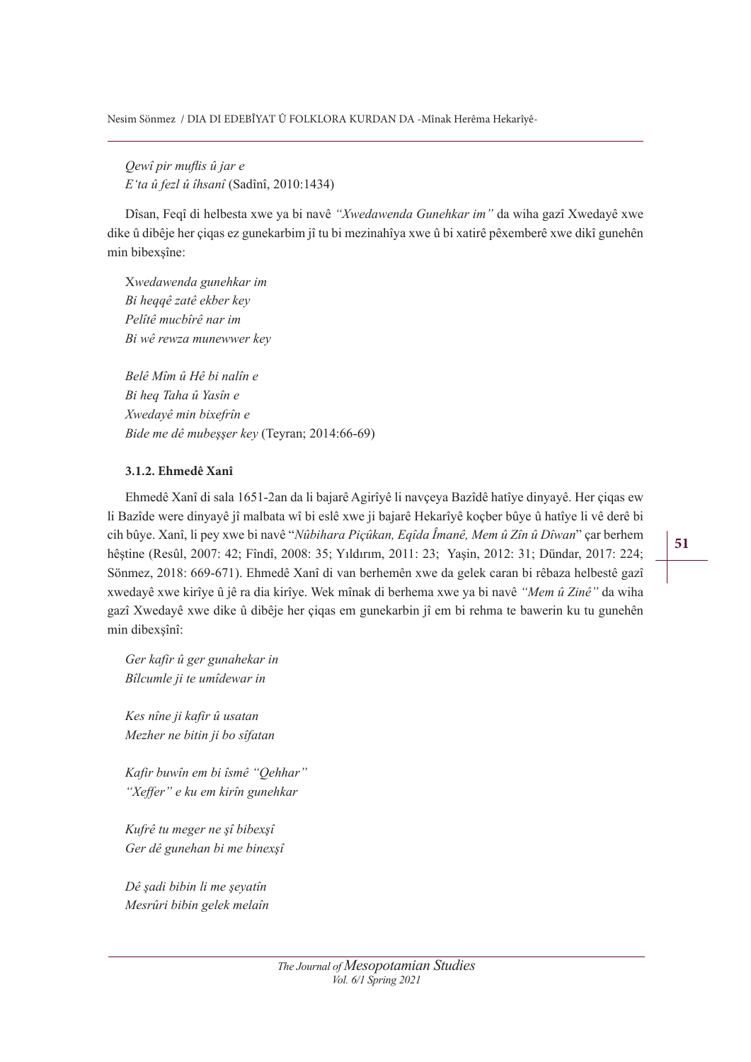*Qewî pir muflis û jar e*
*E'ta û fezl û îhsanî* (Sadînî, 2010:1434)

Dîsan, Feqî di helbesta xwe ya bi navê *"Xwedawenda Gunehkar im"* da wiha gazî Xwedayê xwe dike û dibêje her çiqas ez gunekarbim jî tu bi mezinahîya xwe û bi xatirê pêxemberê xwe dikî gunehên min bibexşîne:

*Xwedawenda gunehkar im*
*Bi heqqê zatê ekber key*
*Pelîtê mucbîrê nar im*
*Bi wê rewza munewwer key*

*Belê Mîm û Hê bi nalîn e*
*Bi heq Taha û Yasîn e*
*Xwedayê min bixefrîn e*
*Bide me dê mubeşşer key* (Teyran; 2014:66-69)

### 3.1.2. Ehmedê Xanî

Ehmedê Xanî di sala 1651-2an da li bajarê Agirîyê li navçeya Bazîdê hatîye dinyayê. Her çiqas ew li Bazîde were dinyayê jî malbata wî bi eslê xwe ji bajarê Hekarîyê koçber bûye û hatîye li vê derê bi cih bûye. Xanî, li pey xwe bi navê "*Nûbihara Piçûkan, Eqîda Îmanê, Mem û Zîn û Dîwan*" çar berhem hêştine (Resûl, 2007: 42; Fîndî, 2008: 35; Yıldırım, 2011: 23; Yaşin, 2012: 31; Dündar, 2017: 224; Sönmez, 2018: 669-671). Ehmedê Xanî di van berhemên xwe da gelek caran bi rêbaza helbestê gazî xwedayê xwe kirîye û jê ra dia kirîye. Wek mînak di berhema xwe ya bi navê *"Mem û Zinê"* da wiha gazî Xwedayê xwe dike û dibêje her çiqas em gunekarbin jî em bi rehma te bawerin ku tu gunehên min dibexşînî:

*Ger kafir û ger gunahekar in*
*Bîlcumle ji te umîdewar in*

*Kes nîne ji kafir û usatan*
*Mezher ne bitin ji bo sîfatan*

*Kafir buwîn em bi îsmê "Qehhar"*
*"Xeffer" e ku em kirîn gunehkar*

*Kufrê tu meger ne şî bibexşî*
*Ger dê gunehan bi me binexşî*

*Dê şadi bibin li me şeyatîn*
*Mesrûri bibin gelek melaîn*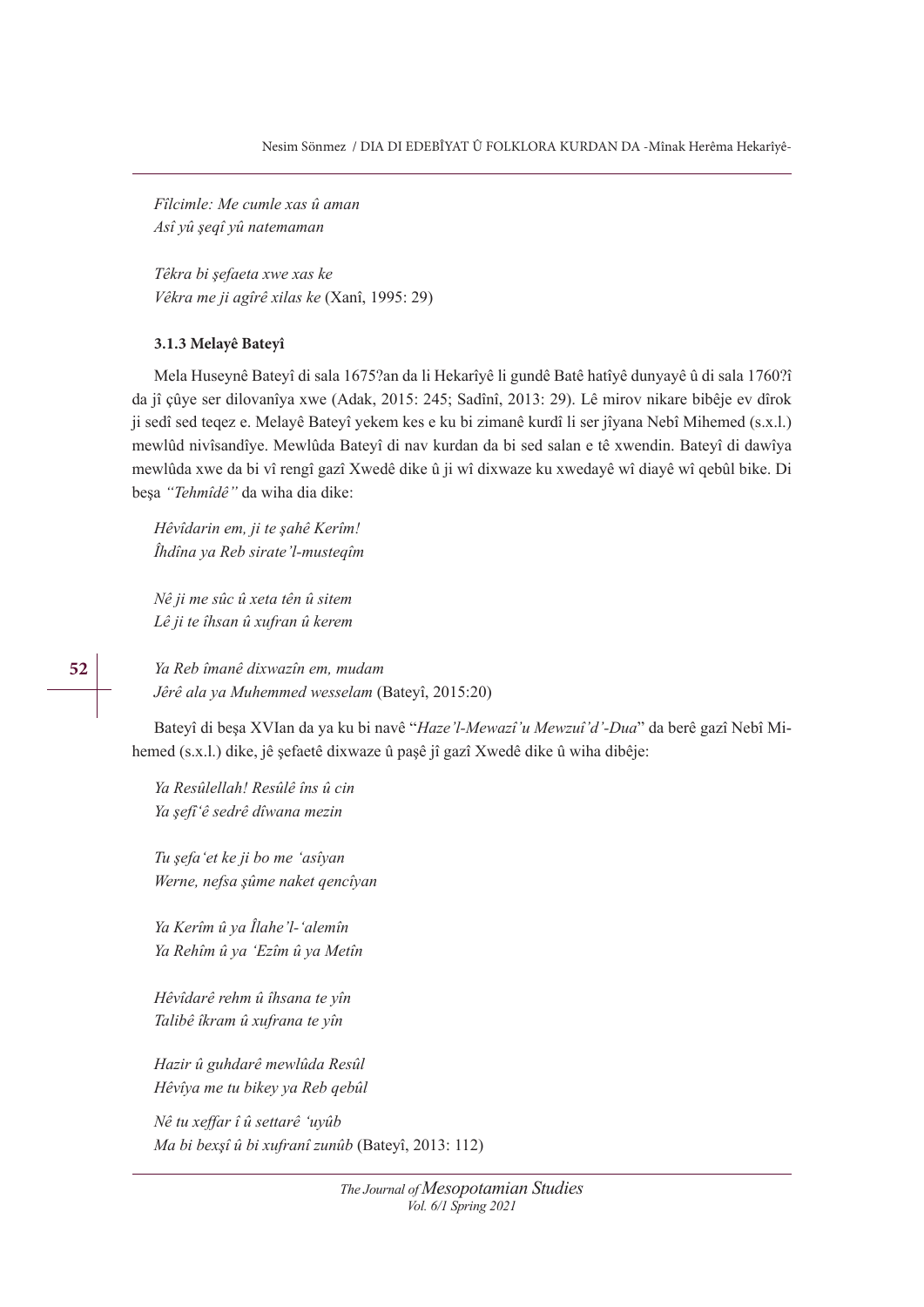*Fîlcimle: Me cumle xas û aman*
*Asî yû şeqî yû natemaman*

*Têkra bi şefaeta xwe xas ke*
*Vêkra me ji agîrê xilas ke* (Xanî, 1995: 29)

### 3.1.3 Melayê Bateyî

Mela Huseynê Bateyî di sala 1675?an da li Hekarîyê li gundê Batê hatîyê dunyayê û di sala 1760?î da jî çûye ser dilovanîya xwe (Adak, 2015: 245; Sadînî, 2013: 29). Lê mirov nikare bibêje ev dîrok ji sedî sed teqez e. Melayê Bateyî yekem kes e ku bi zimanê kurdî li ser jîyana Nebî Mihemed (s.x.l.) mewlûd nivîsandîye. Mewlûda Bateyî di nav kurdan da bi sed salan e tê xwendin. Bateyî di dawîya mewlûda xwe da bi vî rengî gazî Xwedê dike û ji wî dixwaze ku xwedayê wî diayê wî qebûl bike. Di beşa *"Tehmîdê"* da wiha dia dike:

*Hêvîdarin em, ji te şahê Kerîm!*
*Îhdîna ya Reb sirate'l-musteqîm*

*Nê ji me sûc û xeta tên û sitem*
*Lê ji te îhsan û xufran û kerem*

*Ya Reb îmanê dixwazîn em, mudam*
*Jêrê ala ya Muhemmed wesselam* (Bateyî, 2015:20)

Bateyî di beşa XVIan da ya ku bi navê "*Haze'l-Mewazî'u Mewzuî'd'-Dua*" da berê gazî Nebî Mihemed (s.x.l.) dike, jê şefaetê dixwaze û paşê jî gazî Xwedê dike û wiha dibêje:

*Ya Resûlellah! Resûlê îns û cin*
*Ya şefî'ê sedrê dîwana mezin*

*Tu şefa'et ke ji bo me 'asîyan*
*Werne, nefsa şûme naket qencîyan*

*Ya Kerîm û ya Îlahe'l-'alemîn*
*Ya Rehîm û ya 'Ezîm û ya Metîn*

*Hêvîdarê rehm û îhsana te yîn*
*Talibê îkram û xufrana te yîn*

*Hazir û guhdarê mewlûda Resûl*
*Hêvîya me tu bikey ya Reb qebûl*

*Nê tu xeffar î û settarê 'uyûb*
*Ma bi bexşî û bi xufranî zunûb* (Bateyî, 2013: 112)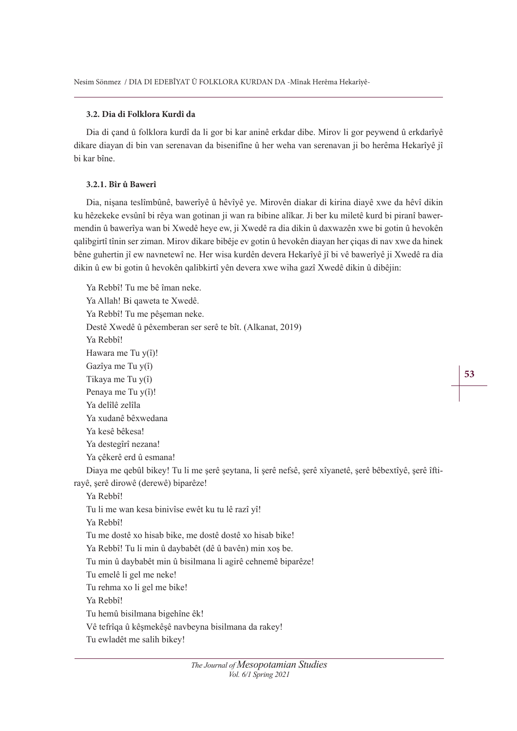### 3.2. Dia di Folklora Kurdî da

Dia di çand û folklora kurdî da li gor bi kar aninê erkdar dibe. Mirov li gor peywend û erkdarîyê dikare diayan di bin van serenavan da bisenifîne û her weha van serenavan ji bo herêma Hekarîyê jî bi kar bîne.

#### 3.2.1. Bîr û Bawerî

Dia, nişana teslîmbûnê, bawerîyê û hêvîyê ye. Mirovên diakar di kirina diayê xwe da hêvî dikin ku hêzekeke evsûnî bi rêya wan gotinan ji wan ra bibine alîkar. Ji ber ku miletê kurd bi piranî bawermendin û bawerîya wan bi Xwedê heye ew, ji Xwedê ra dia dikin û daxwazên xwe bi gotin û hevokên qalibgirtî tînin ser ziman. Mirov dikare bibêje ev gotin û hevokên diayan her çiqas di nav xwe da hinek bêne guhertin jî ew navnetewî ne. Her wisa kurdên devera Hekarîyê jî bi vê bawerîyê ji Xwedê ra dia dikin û ew bi gotin û hevokên qalibkirtî yên devera xwe wiha gazî Xwedê dikin û dibêjin:

Ya Rebbî! Tu me bê îman neke.  
Ya Allah! Bi qaweta te Xwedê.  
Ya Rebbî! Tu me pêşeman neke.  
Destê Xwedê û pêxemberan ser serê te bît. (Alkanat, 2019)  
Ya Rebbî!  
Hawara me Tu y(î)!  
Gazîya me Tu y(î)  
Tikaya me Tu y(î)  
Penaya me Tu y(î)!  
Ya delîlê zelîla  
Ya xudanê bêxwedana  
Ya kesê bêkesa!  
Ya destegîrî nezana!  
Ya çêkerê erd û esmana!  
Diaya me qebûl bikey! Tu li me şerê şeytana, li şerê nefsê, şerê xîyanetê, şerê bêbextîyê, şerê îftirayê, şerê dirowê (derewê) biparêze!  
Ya Rebbî!  
Tu li me wan kesa binivîse ewêt ku tu lê razî yî!  
Ya Rebbî!  
Tu me dostê xo hisab bike, me dostê dostê xo hisab bike!  
Ya Rebbî! Tu li min û daybabêt (dê û bavên) min xoş be.  
Tu min û daybabêt min û bisilmana li agirê cehnemê biparêze!  
Tu emelê li gel me neke!  
Tu rehma xo li gel me bike!  
Ya Rebbî!  
Tu hemû bisilmana bigehîne êk!  
Vê tefrîqa û kêşmekêşê navbeyna bisilmana da rakey!  
Tu ewladêt me salih bikey!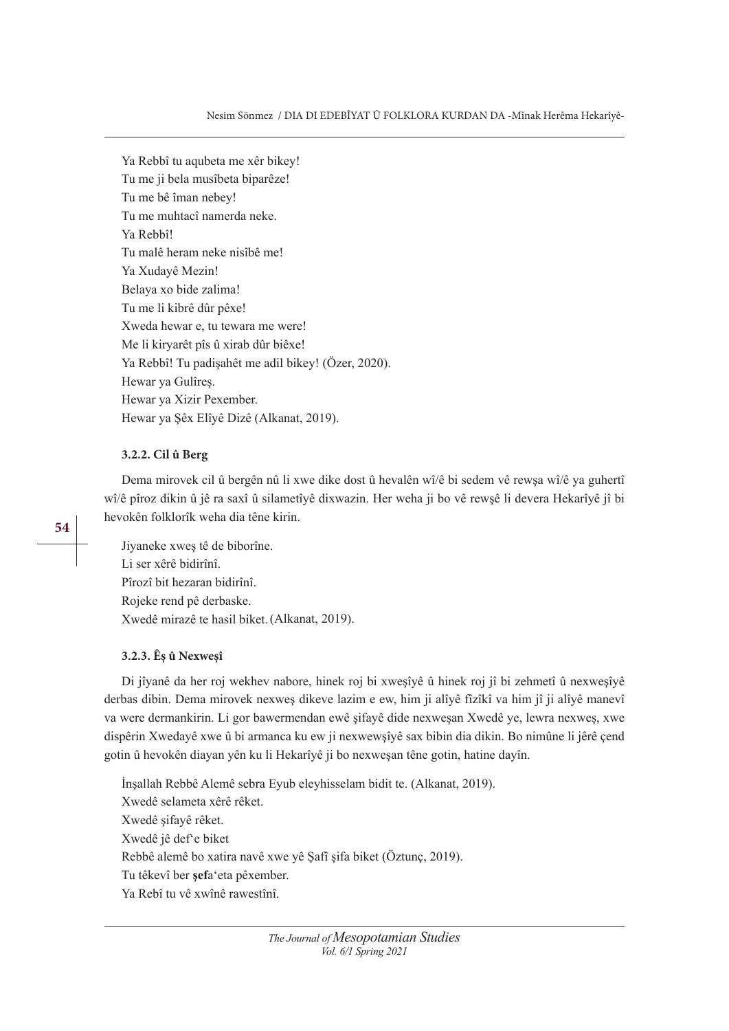Ya Rebbî tu aqubeta me xêr bikey!  
Tu me ji bela musîbeta biparêze!  
Tu me bê îman nebey!  
Tu me muhtacî namerda neke.  
Ya Rebbî!  
Tu malê heram neke nisîbê me!  
Ya Xudayê Mezin!  
Belaya xo bide zalima!  
Tu me li kibrê dûr pêxe!  
Xweda hewar e, tu tewara me were!  
Me li kiryarêt pîs û xirab dûr biêxe!  
Ya Rebbî! Tu padişahêt me adil bikey! (Özer, 2020).  
Hewar ya Gulîreş.  
Hewar ya Xizir Pexember.  
Hewar ya Şêx Elîyê Dizê (Alkanat, 2019).

### 3.2.2. Cil û Berg

Dema mirovek cil û bergên nû li xwe dike dost û hevalên wî/ê bi sedem vê rewşa wî/ê ya guhertî wî/ê pîroz dikin û jê ra saxî û silametîyê dixwazin. Her weha ji bo vê rewşê li devera Hekarîyê jî bi hevokên folklorîk weha dia têne kirin.

Jiyaneke xweş tê de biborîne.  
Li ser xêrê bidirînî.  
Pîrozî bit hezaran bidirînî.  
Rojeke rend pê derbaske.  
Xwedê mirazê te hasil biket. (Alkanat, 2019).

### 3.2.3. Êş û Nexweşî

Di jîyanê da her roj wekhev nabore, hinek roj bi xweşîyê û hinek roj jî bi zehmetî û nexweşîyê derbas dibin. Dema mirovek nexweş dikeve lazim e ew, him ji alîyê fîzîkî va him jî ji alîyê manevî va were dermankirin. Li gor bawermendan ewê şifayê dide nexweşan Xwedê ye, lewra nexweş, xwe dispêrin Xwedayê xwe û bi armanca ku ew ji nexwewşîyê sax bibin dia dikin. Bo nimûne li jêrê çend gotin û hevokên diayan yên ku li Hekarîyê ji bo nexweşan têne gotin, hatine dayîn.

İnşallah Rebbê Alemê sebra Eyub eleyhisselam bidit te. (Alkanat, 2019).  
Xwedê selameta xêrê rêket.  
Xwedê şifayê rêket.  
Xwedê jê def'e biket  
Rebbê alemê bo xatira navê xwe yê Şafî şifa biket (Öztunç, 2019).  
Tu têkevî ber **şef**a'eta pêxember.  
Ya Rebî tu vê xwînê rawestînî.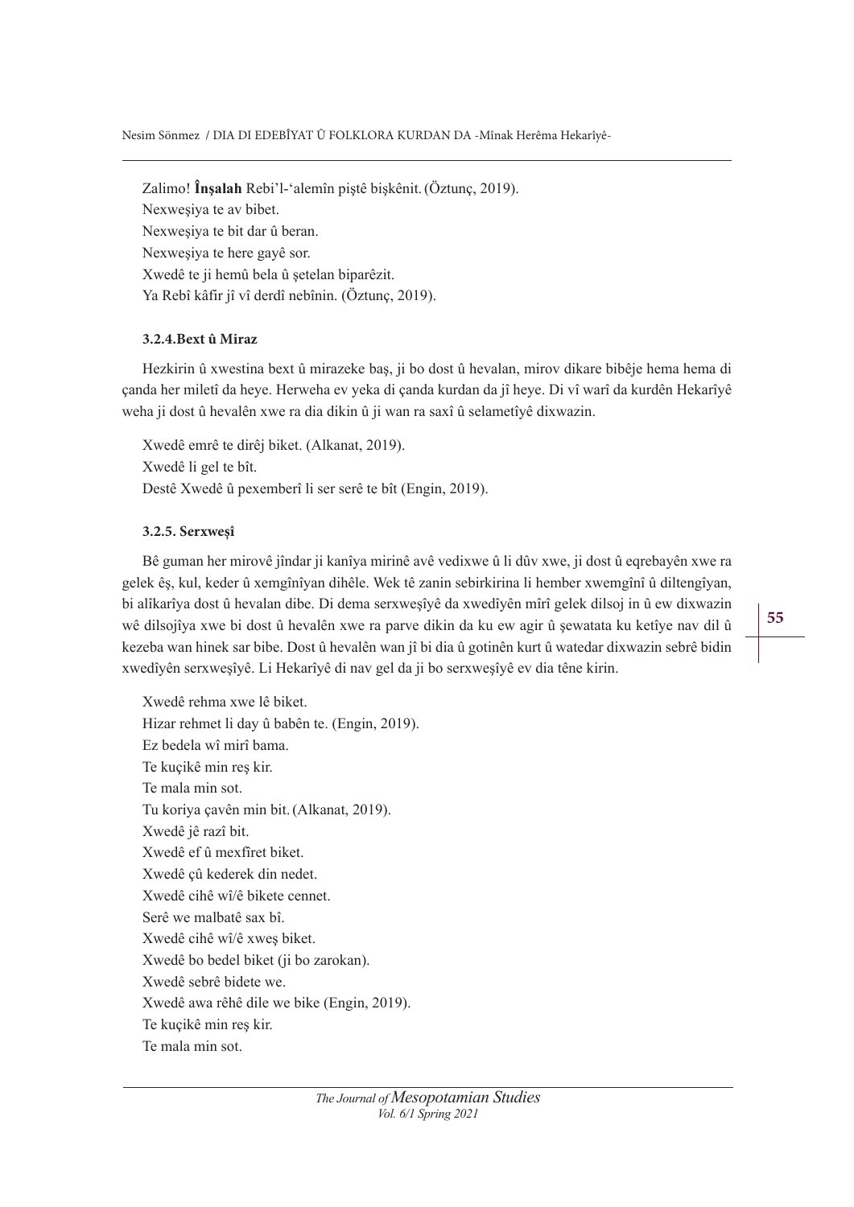Zalimo! **Înşalah** Rebi'l-'alemîn piştê bişkênit. (Öztunç, 2019).
Nexweşiya te av bibet.
Nexweşiya te bit dar û beran.
Nexweşiya te here gayê sor.
Xwedê te ji hemû bela û şetelan biparêzit.
Ya Rebî kâfir jî vî derdî nebînin. (Öztunç, 2019).

### 3.2.4. Bext û Miraz

Hezkirin û xwestina bext û mirazeke baş, ji bo dost û hevalan, mirov dikare bibêje hema hema di çanda her miletî da heye. Herweha ev yeka di çanda kurdan da jî heye. Di vî warî da kurdên Hekarîyê weha ji dost û hevalên xwe ra dia dikin û ji wan ra saxî û selametîyê dixwazin.

Xwedê emrê te dirêj biket. (Alkanat, 2019).
Xwedê li gel te bît.
Destê Xwedê û pexemberî li ser serê te bît (Engin, 2019).

### 3.2.5. Serxweşî

Bê guman her mirovê jîndar ji kanîya mirinê avê vedixwe û li dûv xwe, ji dost û eqrebayên xwe ra gelek êş, kul, keder û xemgînîyan dihêle. Wek tê zanin sebirkirina li hember xwemgînî û diltengîyan, bi alîkarîya dost û hevalan dibe. Di dema serxweşîyê da xwedîyên mîrî gelek dilsoj in û ew dixwazin wê dilsojîya xwe bi dost û hevalên xwe ra parve dikin da ku ew agir û şewatata ku ketîye nav dil û kezeba wan hinek sar bibe. Dost û hevalên wan jî bi dia û gotinên kurt û watedar dixwazin sebrê bidin xwedîyên serxweşîyê. Li Hekarîyê di nav gel da ji bo serxweşîyê ev dia têne kirin.

Xwedê rehma xwe lê biket.
Hizar rehmet li day û babên te. (Engin, 2019).
Ez bedela wî mirî bama.
Te kuçikê min reş kir.
Te mala min sot.
Tu koriya çavên min bit. (Alkanat, 2019).
Xwedê jê razî bit.
Xwedê ef û mexfîret biket.
Xwedê çû kederek din nedet.
Xwedê cihê wî/ê bikete cennet.
Serê we malbatê sax bî.
Xwedê cihê wî/ê xweş biket.
Xwedê bo bedel biket (ji bo zarokan).
Xwedê sebrê bidete we.
Xwedê awa rêhê dile we bike (Engin, 2019).
Te kuçikê min reş kir.
Te mala min sot.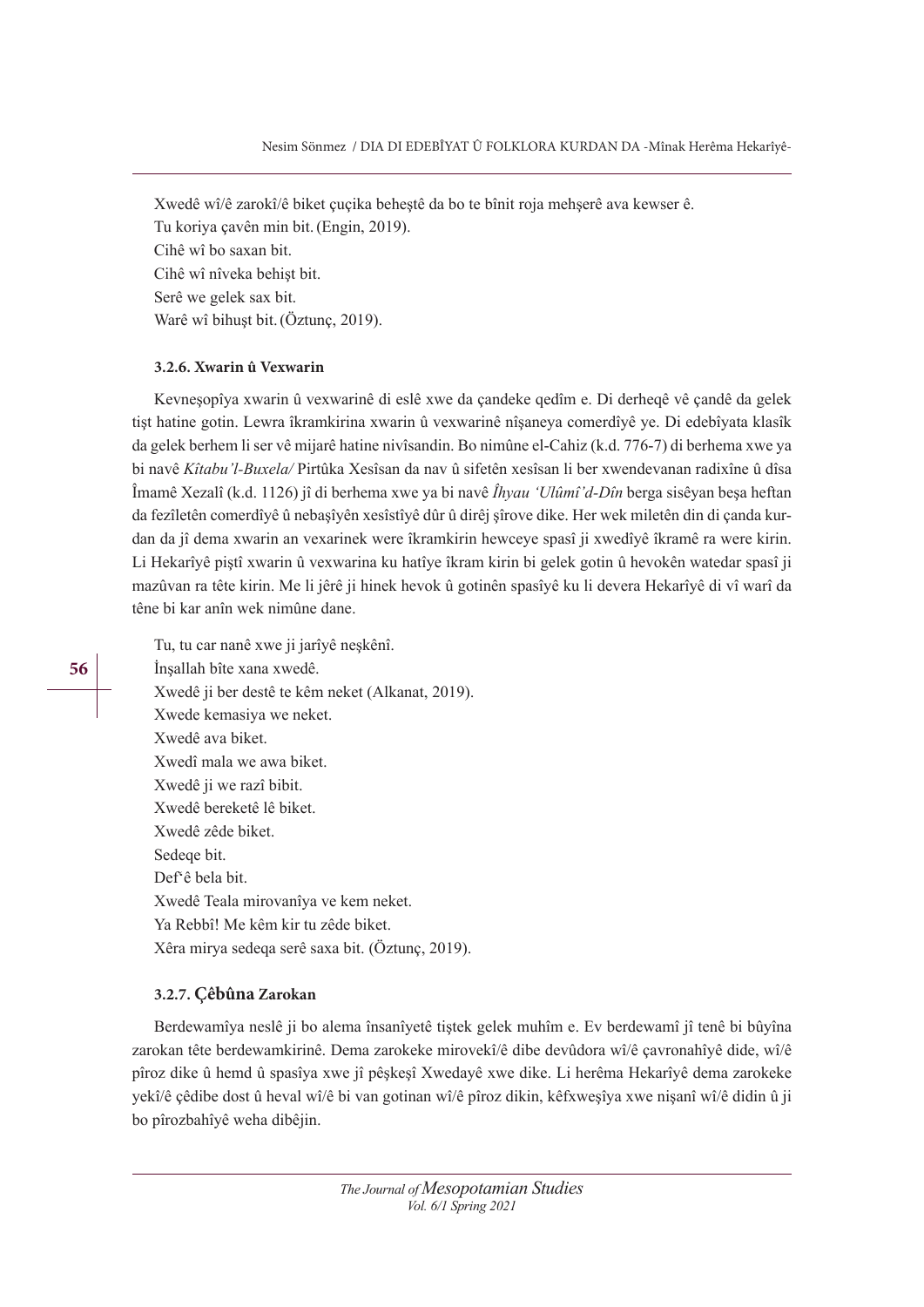Xwedê wî/ê zarokî/ê biket çuçika beheştê da bo te bînit roja mehşerê ava kewser ê.
Tu koriya çavên min bit. (Engin, 2019).
Cihê wî bo saxan bit.
Cihê wî nîveka behişt bit.
Serê we gelek sax bit.
Warê wî bihuşt bit. (Öztunç, 2019).

#### 3.2.6. Xwarin û Vexwarin

Kevneşopîya xwarin û vexwarinê di eslê xwe da çandeke qedîm e. Di derheqê vê çandê da gelek tişt hatine gotin. Lewra îkramkirina xwarin û vexwarinê nîşaneya comerdîyê ye. Di edebîyata klasîk da gelek berhem li ser vê mijarê hatine nivîsandin. Bo nimûne el-Cahiz (k.d. 776-7) di berhema xwe ya bi navê *Kîtabu'l-Buxela/* Pirtûka Xesîsan da nav û sifetên xesîsan li ber xwendevanan radixîne û dîsa Îmamê Xezalî (k.d. 1126) jî di berhema xwe ya bi navê *Îhyau 'Ulûmî'd-Dîn* berga sisêyan beşa heftan da fezîletên comerdîyê û nebaşîyên xesîstîyê dûr û dirêj şîrove dike. Her wek miletên din di çanda kurdan da jî dema xwarin an vexarinek were îkramkirin hewceye spasî ji xwedîyê îkramê ra were kirin. Li Hekarîyê piştî xwarin û vexwarina ku hatîye îkram kirin bi gelek gotin û hevokên watedar spasî ji mazûvan ra tête kirin. Me li jêrê ji hinek hevok û gotinên spasîyê ku li devera Hekarîyê di vî warî da têne bi kar anîn wek nimûne dane.

Tu, tu car nanê xwe ji jarîyê neşkênî.
İnşallah bîte xana xwedê.
Xwedê ji ber destê te kêm neket (Alkanat, 2019).
Xwede kemasiya we neket.
Xwedê ava biket.
Xwedî mala we awa biket.
Xwedê ji we razî bibit.
Xwedê bereketê lê biket.
Xwedê zêde biket.
Sedeqe bit.
Def'ê bela bit.
Xwedê Teala mirovanîya ve kem neket.
Ya Rebbî! Me kêm kir tu zêde biket.
Xêra mirya sedeqa serê saxa bit. (Öztunç, 2019).

#### 3.2.7. Çêbûna Zarokan

Berdewamîya neslê ji bo alema însanîyetê tiştek gelek muhîm e. Ev berdewamî jî tenê bi bûyîna zarokan têtê berdewamkirinê. Dema zarokeke mirovekî/ê dibe devûdora wî/ê çavronahîyê dide, wî/ê pîroz dike û hemd û spasîya xwe jî pêşkeşî Xwedayê xwe dike. Li herêma Hekarîyê dema zarokeke yekî/ê çêdibe dost û heval wî/ê bi van gotinan wî/ê pîroz dikin, kêfxweşîya xwe nişanî wî/ê didin û ji bo pîrozbahîyê weha dibêjin.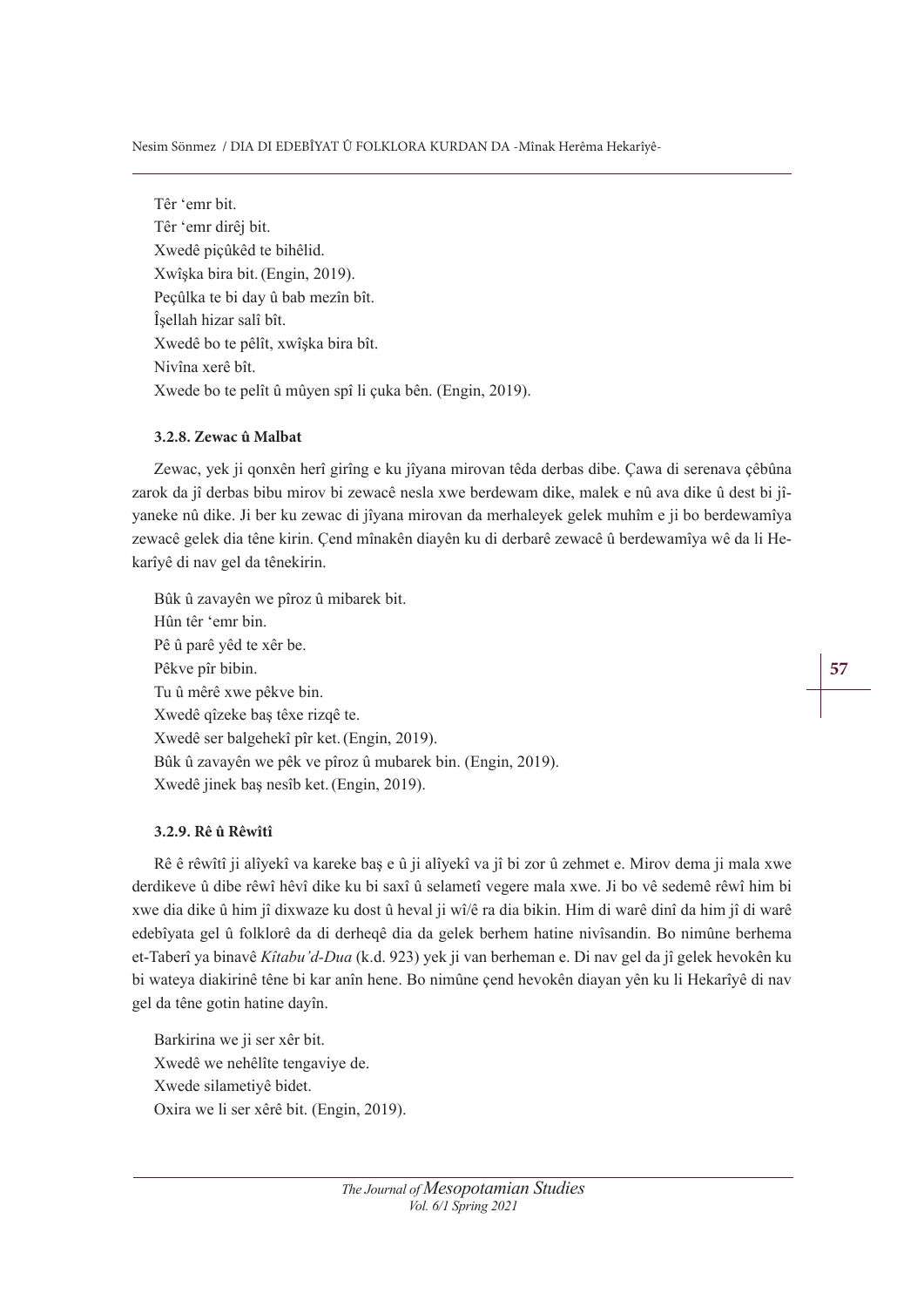Têr 'emr bit.
Têr 'emr dirêj bit.
Xwedê piçûkêd te bihêlid.
Xwîşka bira bit. (Engin, 2019).
Peçûlka te bi day û bab mezîn bît.
Îşellah hizar salî bît.
Xwedê bo te pêlît, xwîşka bira bît.
Nivîna xerê bît.
Xwede bo te pelît û mûyen spî li çuka bên. (Engin, 2019).

#### 3.2.8. Zewac û Malbat

Zewac, yek ji qonxên herî girîng e ku jîyana mirovan têda derbas dibe. Çawa di serenava çêbûna zarok da jî derbas bibu mirov bi zewacê nesla xwe berdewam dike, malek e nû ava dike û dest bi jîyaneke nû dike. Ji ber ku zewac di jîyana mirovan da merhaleyek gelek muhîm e ji bo berdewamîya zewacê gelek dia têne kirin. Çend mînakên diayên ku di derbarê zewacê û berdewamîya wê da li Hekarîyê di nav gel da tênekirin.

Bûk û zavayên we pîroz û mibarek bit.
Hûn têr 'emr bin.
Pê û parê yêd te xêr be.
Pêkve pîr bibin.
Tu û mêrê xwe pêkve bin.
Xwedê qîzeke baş têxe rizqê te.
Xwedê ser balgehekî pîr ket. (Engin, 2019).
Bûk û zavayên we pêk ve pîroz û mubarek bin. (Engin, 2019).
Xwedê jinek baş nesîb ket. (Engin, 2019).

#### 3.2.9. Rê û Rêwîtî

Rê ê rêwîtî ji alîyekî va kareke baş e û ji alîyekî va jî bi zor û zehmet e. Mirov dema ji mala xwe derdikeve û dibe rêwî hêvî dike ku bi saxî û selametî vegere mala xwe. Ji bo vê sedemê rêwî him bi xwe dia dike û him jî dixwaze ku dost û heval ji wî/ê ra dia bikin. Him di warê dinî da him jî di warê edebîyata gel û folklorê da di derheqê dia da gelek berhem hatine nivîsandin. Bo nimûne berhema et-Taberî ya binavê *Kîtabu'd-Dua* (k.d. 923) yek ji van berheman e. Di nav gel da jî gelek hevokên ku bi wateya diakirinê têne bi kar anîn hene. Bo nimûne çend hevokên diayan yên ku li Hekarîyê di nav gel da têne gotin hatine dayîn.

Barkirina we ji ser xêr bit.
Xwedê we nehêlîte tengaviye de.
Xwede silametiyê bidet.
Oxira we li ser xêrê bit. (Engin, 2019).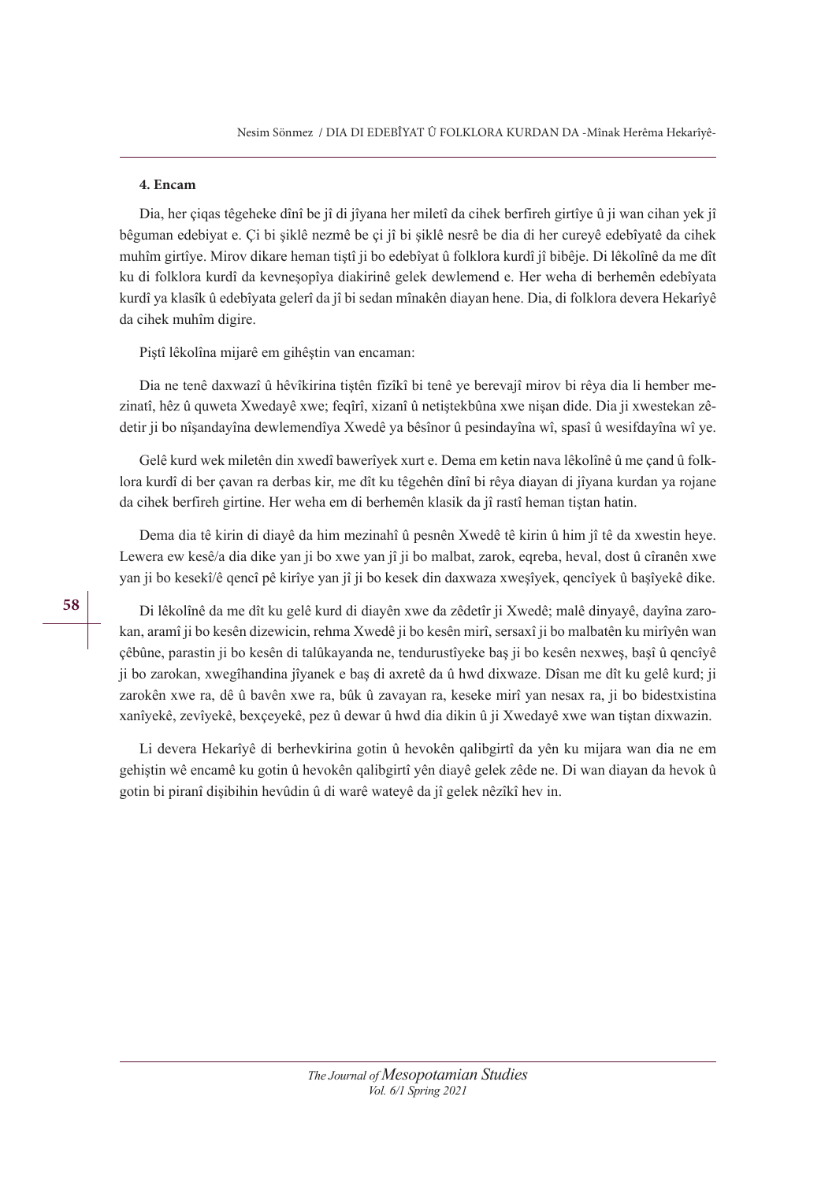#### 4. Encam

Dia, her çiqas têgeheke dînî be jî di jîyana her miletî da cihek berfireh girtîye û ji wan cihan yek jî bêguman edebiyat e. Çi bi şiklê nezmê be çi jî bi şiklê nesrê be dia di her cureyê edebîyatê da cihek muhîm girtîye. Mirov dikare heman tiştî ji bo edebîyat û folklora kurdî jî bibêje. Di lêkolînê da me dît ku di folklora kurdî da kevneşopîya diakirinê gelek dewlemend e. Her weha di berhemên edebîyata kurdî ya klasîk û edebîyata gelerî da jî bi sedan mînakên diayan hene. Dia, di folklora devera Hekarîyê da cihek muhîm digire.

Piştî lêkolîna mijarê em gihêştin van encaman:

Dia ne tenê daxwazî û hêvîkirina tiştên fîzîkî bi tenê ye berevajî mirov bi rêya dia li hember mezinatî, hêz û quweta Xwedayê xwe; feqîrî, xizanî û netiştekbûna xwe nişan dide. Dia ji xwestekan zêdetir ji bo nîşandayîna dewlemendîya Xwedê ya bêsînor û pesindayîna wî, spasî û wesifdayîna wî ye.

Gelê kurd wek miletên din xwedî bawerîyek xurt e. Dema em ketin nava lêkolînê û me çand û folklora kurdî di ber çavan ra derbas kir, me dît ku têgehên dînî bi rêya diayan di jîyana kurdan ya rojane da cihek berfireh girtine. Her weha em di berhemên klasik da jî rastî heman tiştan hatin.

Dema dia tê kirin di diayê da him mezinahî û pesnên Xwedê tê kirin û him jî tê da xwestin heye. Lewera ew kesê/a dia dike yan ji bo xwe yan jî ji bo malbat, zarok, eqreba, heval, dost û cîranên xwe yan ji bo kesekî/ê qencî pê kirîye yan jî ji bo kesek din daxwaza xweşîyek, qencîyek û başîyekê dike.

Di lêkolînê da me dît ku gelê kurd di diayên xwe da zêdetîr ji Xwedê; malê dinyayê, dayîna zarokan, aramî ji bo kesên dizewicin, rehma Xwedê ji bo kesên mirî, sersaxî ji bo malbatên ku mirîyên wan çêbûne, parastin ji bo kesên di talûkayanda ne, tendurustîyeke baş ji bo kesên nexweş, başî û qencîyê ji bo zarokan, xwegîhandina jîyanek e baş di axretê da û hwd dixwaze. Dîsan me dît ku gelê kurd; ji zarokên xwe ra, dê û bavên xwe ra, bûk û zavayan ra, keseke mirî yan nesax ra, ji bo bidestxistina xanîyekê, zevîyekê, bexçeyekê, pez û dewar û hwd dia dikin û ji Xwedayê xwe wan tiştan dixwazin.

Li devera Hekarîyê di berhevkirina gotin û hevokên qalibgirtî da yên ku mijara wan dia ne em gehiştin wê encamê ku gotin û hevokên qalibgirtî yên diayê gelek zêde ne. Di wan diayan da hevok û gotin bi piranî dişibihin hevûdin û di warê wateyê da jî gelek nêzîkî hev in.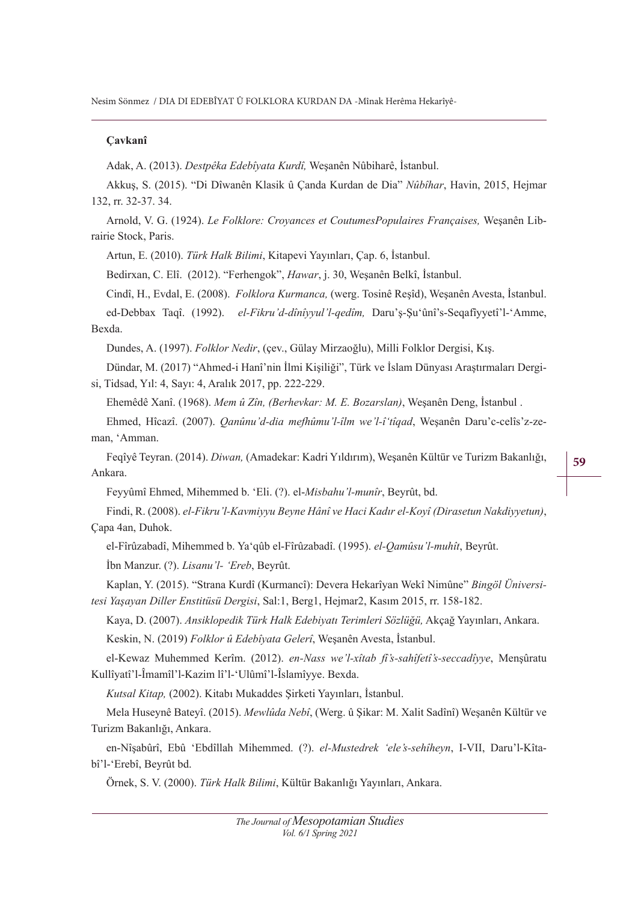**Çavkanî**

Adak, A. (2013). *Destpêka Edebîyata Kurdî,* Weşanên Nûbiharê, İstanbul.

Akkuş, S. (2015). "Di Dîwanên Klasik û Çanda Kurdan de Dia" *Nûbîhar*, Havin, 2015, Hejmar 132, rr. 32-37. 34.

Arnold, V. G. (1924). *Le Folklore: Croyances et CoutumesPopulaires Françaises,* Weşanên Librairie Stock, Paris.

Artun, E. (2010). *Türk Halk Bilimi*, Kitapevi Yayınları, Çap. 6, İstanbul.

Bedirxan, C. Elî. (2012). "Ferhengok", *Hawar*, j. 30, Weşanên Belkî, İstanbul.

Cindî, H., Evdal, E. (2008). *Folklora Kurmanca,* (werg. Tosinê Reşîd), Weşanên Avesta, İstanbul.

ed-Debbax Taqî. (1992). *el-Fikru'd-dînîyyul'l-qedîm,* Daru'ş-Şu'ûnî's-Seqafîyyetî'l-'Amme, Bexda.

Dundes, A. (1997). *Folklor Nedir*, (çev., Gülay Mirzaoğlu), Milli Folklor Dergisi, Kış.

Dündar, M. (2017) "Ahmed-i Hanî'nin İlmi Kişiliği", Türk ve İslam Dünyası Araştırmaları Dergisi, Tidsad, Yıl: 4, Sayı: 4, Aralık 2017, pp. 222-229.

Ehemêdê Xanî. (1968). *Mem û Zîn, (Berhevkar: M. E. Bozarslan)*, Weşanên Deng, İstanbul .

Ehmed, Hîcazî. (2007). *Qanûnu'd-dia mefhûmu'l-îlm we'l-î'tîqad*, Weşanên Daru'c-celîs'z-zeman, 'Amman.

Feqîyê Teyran. (2014). *Diwan,* (Amadekar: Kadri Yıldırım), Weşanên Kültür ve Turizm Bakanlığı, Ankara.

Feyyûmî Ehmed, Mihemmed b. 'Elî. (?). el-*Misbahu'l-munîr*, Beyrût, bd.

Findi, R. (2008). *el-Fikru'l-Kavmiyyu Beyne Hânî ve Haci Kadır el-Koyî (Dirasetun Nakdiyyetun)*, Çapa 4an, Duhok.

el-Fîrûzabadî, Mihemmed b. Ya'qûb el-Fîrûzabadî. (1995). *el-Qamûsu'l-muhît*, Beyrût.

İbn Manzur. (?). *Lisanu'l- 'Ereb*, Beyrût.

Kaplan, Y. (2015). "Strana Kurdî (Kurmancî): Devera Hekarîyan Wekî Nimûne" *Bingöl Üniversitesi Yaşayan Diller Enstitüsü Dergisi*, Sal:1, Berg1, Hejmar2, Kasım 2015, rr. 158-182.

Kaya, D. (2007). *Ansiklopedik Türk Halk Edebiyatı Terimleri Sözlüğü,* Akçağ Yayınları, Ankara.

Keskin, N. (2019) *Folklor û Edebîyata Gelerî*, Weşanên Avesta, İstanbul.

el-Kewaz Muhemmed Kerîm. (2012). *en-Nass we'l-xîtab fî's-sahîfetî's-seccadîyye*, Menşûratu Kullîyatî'l-Îmamîl'l-Kazim lî'l-'Ulûmî'l-Îslamîyye. Bexda.

*Kutsal Kitap,* (2002). Kitabı Mukaddes Şirketi Yayınları, İstanbul.

Mela Huseynê Bateyî. (2015). *Mewlûda Nebî*, (Werg. û Şikar: M. Xalit Sadînî) Weşanên Kültür ve Turizm Bakanlığı, Ankara.

en-Nîşabûrî, Ebû 'Ebdîllah Mihemmed. (?). *el-Mustedrek 'ele's-sehîheyn*, I-VII, Daru'l-Kîtabî'l-'Erebî, Beyrût bd.

Örnek, S. V. (2000). *Türk Halk Bilimi*, Kültür Bakanlığı Yayınları, Ankara.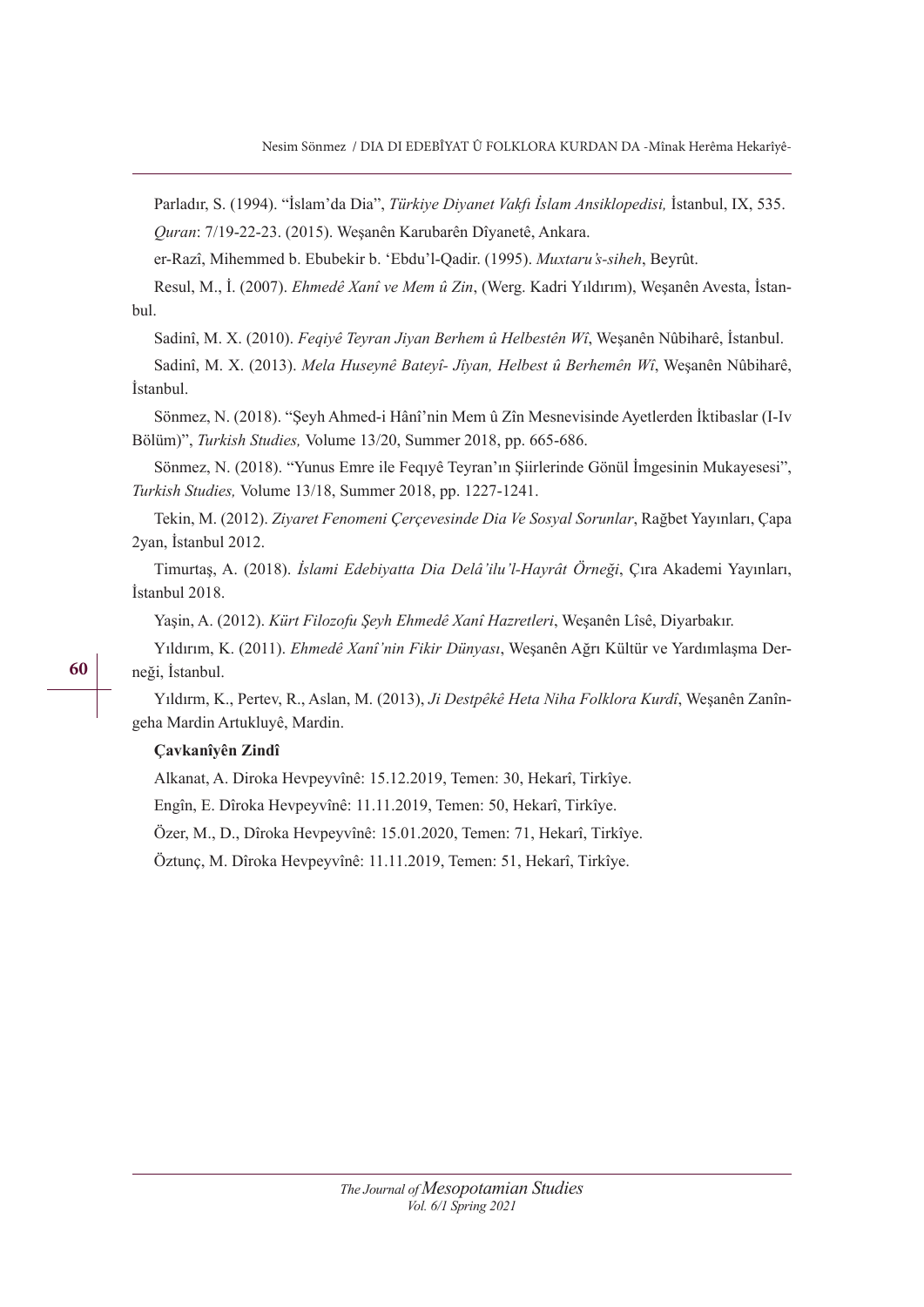Parladır, S. (1994). "İslam'da Dia", *Türkiye Diyanet Vakfı İslam Ansiklopedisi,* İstanbul, IX, 535.

*Quran*: 7/19-22-23. (2015). Weşanên Karubarên Dîyanetê, Ankara.

er-Razî, Mihemmed b. Ebubekir b. 'Ebdu'l-Qadir. (1995). *Muxtaru's-siheh*, Beyrût.

Resul, M., İ. (2007). *Ehmedê Xanî ve Mem û Zin*, (Werg. Kadri Yıldırım), Weşanên Avesta, İstanbul.

Sadinî, M. X. (2010). *Feqiyê Teyran Jiyan Berhem û Helbestên Wî*, Weşanên Nûbiharê, İstanbul.

Sadinî, M. X. (2013). *Mela Huseynê Bateyî- Jîyan, Helbest û Berhemên Wî*, Weşanên Nûbiharê, İstanbul.

Sönmez, N. (2018). "Şeyh Ahmed-i Hânî'nin Mem û Zîn Mesnevisinde Ayetlerden İktibaslar (I-Iv Bölüm)", *Turkish Studies,* Volume 13/20, Summer 2018, pp. 665-686.

Sönmez, N. (2018). "Yunus Emre ile Feqıyê Teyran'ın Şiirlerinde Gönül İmgesinin Mukayesesi", *Turkish Studies,* Volume 13/18, Summer 2018, pp. 1227-1241.

Tekin, M. (2012). *Ziyaret Fenomeni Çerçevesinde Dia Ve Sosyal Sorunlar*, Rağbet Yayınları, Çapa 2yan, İstanbul 2012.

Timurtaş, A. (2018). *İslami Edebiyatta Dia Delâ'ilu'l-Hayrât Örneği*, Çıra Akademi Yayınları, İstanbul 2018.

Yaşin, A. (2012). *Kürt Filozofu Şeyh Ehmedê Xanî Hazretleri*, Weşanên Lîsê, Diyarbakır.

Yıldırım, K. (2011). *Ehmedê Xanî'nin Fikir Dünyası*, Weşanên Ağrı Kültür ve Yardımlaşma Derneği, İstanbul.

Yıldırm, K., Pertev, R., Aslan, M. (2013), *Ji Destpêkê Heta Niha Folklora Kurdî*, Weşanên Zanîngeha Mardin Artukluyê, Mardin.

**Çavkanîyên Zindî**

Alkanat, A. Diroka Hevpeyvînê: 15.12.2019, Temen: 30, Hekarî, Tirkîye.

Engîn, E. Dîroka Hevpeyvînê: 11.11.2019, Temen: 50, Hekarî, Tirkîye.

Özer, M., D., Dîroka Hevpeyvînê: 15.01.2020, Temen: 71, Hekarî, Tirkîye.

Öztunç, M. Dîroka Hevpeyvînê: 11.11.2019, Temen: 51, Hekarî, Tirkîye.